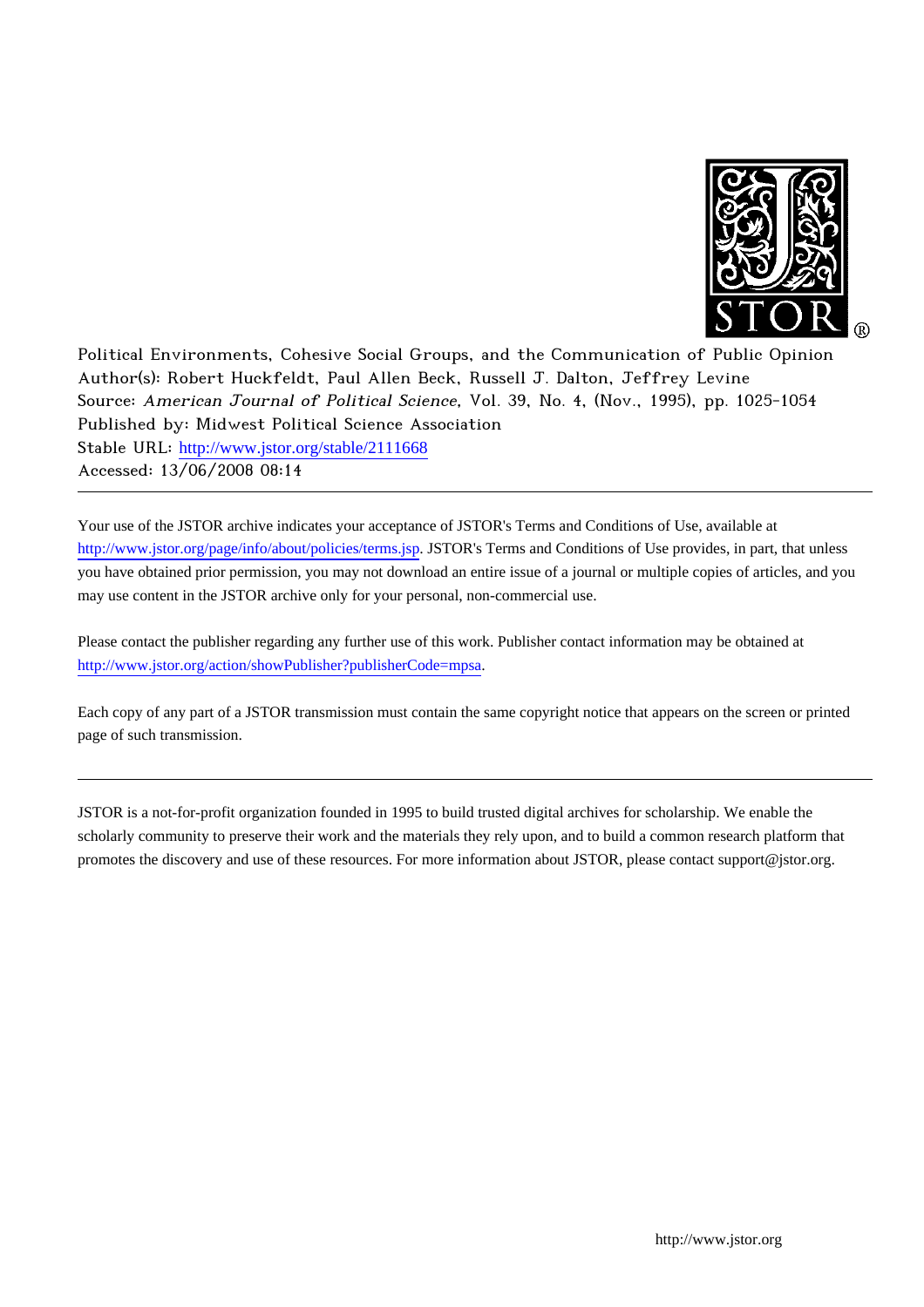Political Environments, Cohesive Social Groups, and the Communication of Public Opinion
Author(s): Robert Huckfeldt, Paul Allen Beck, Russell J. Dalton, Jeffrey Levine
Source: *American Journal of Political Science*, Vol. 39, No. 4, (Nov., 1995), pp. 1025-1054
Published by: Midwest Political Science Association
Stable URL: http://www.jstor.org/stable/2111668
Accessed: 13/06/2008 08:14

---

Your use of the JSTOR archive indicates your acceptance of JSTOR's Terms and Conditions of Use, available at http://www.jstor.org/page/info/about/policies/terms.jsp. JSTOR's Terms and Conditions of Use provides, in part, that unless you have obtained prior permission, you may not download an entire issue of a journal or multiple copies of articles, and you may use content in the JSTOR archive only for your personal, non-commercial use.

Please contact the publisher regarding any further use of this work. Publisher contact information may be obtained at http://www.jstor.org/action/showPublisher?publisherCode=mpsa.

Each copy of any part of a JSTOR transmission must contain the same copyright notice that appears on the screen or printed page of such transmission.

---

JSTOR is a not-for-profit organization founded in 1995 to build trusted digital archives for scholarship. We enable the scholarly community to preserve their work and the materials they rely upon, and to build a common research platform that promotes the discovery and use of these resources. For more information about JSTOR, please contact support@jstor.org.

http://www.jstor.org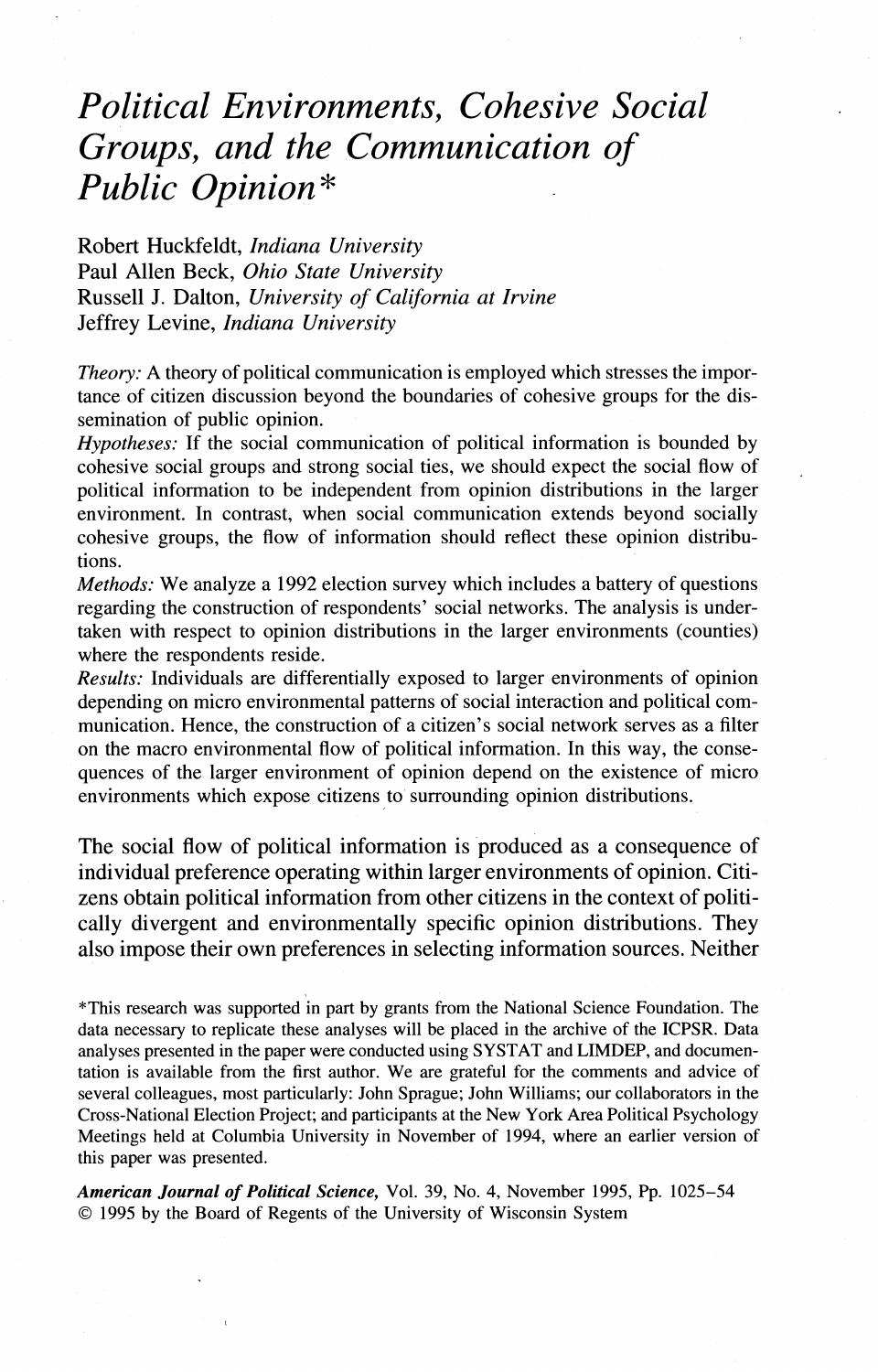# *Political Environments, Cohesive Social Groups, and the Communication of Public Opinion**

Robert Huckfeldt, *Indiana University*
Paul Allen Beck, *Ohio State University*
Russell J. Dalton, *University of California at Irvine*
Jeffrey Levine, *Indiana University*

*Theory:* A theory of political communication is employed which stresses the importance of citizen discussion beyond the boundaries of cohesive groups for the dissemination of public opinion.

*Hypotheses:* If the social communication of political information is bounded by cohesive social groups and strong social ties, we should expect the social flow of political information to be independent from opinion distributions in the larger environment. In contrast, when social communication extends beyond socially cohesive groups, the flow of information should reflect these opinion distributions.

*Methods:* We analyze a 1992 election survey which includes a battery of questions regarding the construction of respondents' social networks. The analysis is undertaken with respect to opinion distributions in the larger environments (counties) where the respondents reside.

*Results:* Individuals are differentially exposed to larger environments of opinion depending on micro environmental patterns of social interaction and political communication. Hence, the construction of a citizen's social network serves as a filter on the macro environmental flow of political information. In this way, the consequences of the larger environment of opinion depend on the existence of micro environments which expose citizens to surrounding opinion distributions.

The social flow of political information is produced as a consequence of individual preference operating within larger environments of opinion. Citizens obtain political information from other citizens in the context of politically divergent and environmentally specific opinion distributions. They also impose their own preferences in selecting information sources. Neither

*This research was supported in part by grants from the National Science Foundation. The data necessary to replicate these analyses will be placed in the archive of the ICPSR. Data analyses presented in the paper were conducted using SYSTAT and LIMDEP, and documentation is available from the first author. We are grateful for the comments and advice of several colleagues, most particularly: John Sprague; John Williams; our collaborators in the Cross-National Election Project; and participants at the New York Area Political Psychology Meetings held at Columbia University in November of 1994, where an earlier version of this paper was presented.

*American Journal of Political Science*, Vol. 39, No. 4, November 1995, Pp. 1025–54
© 1995 by the Board of Regents of the University of Wisconsin System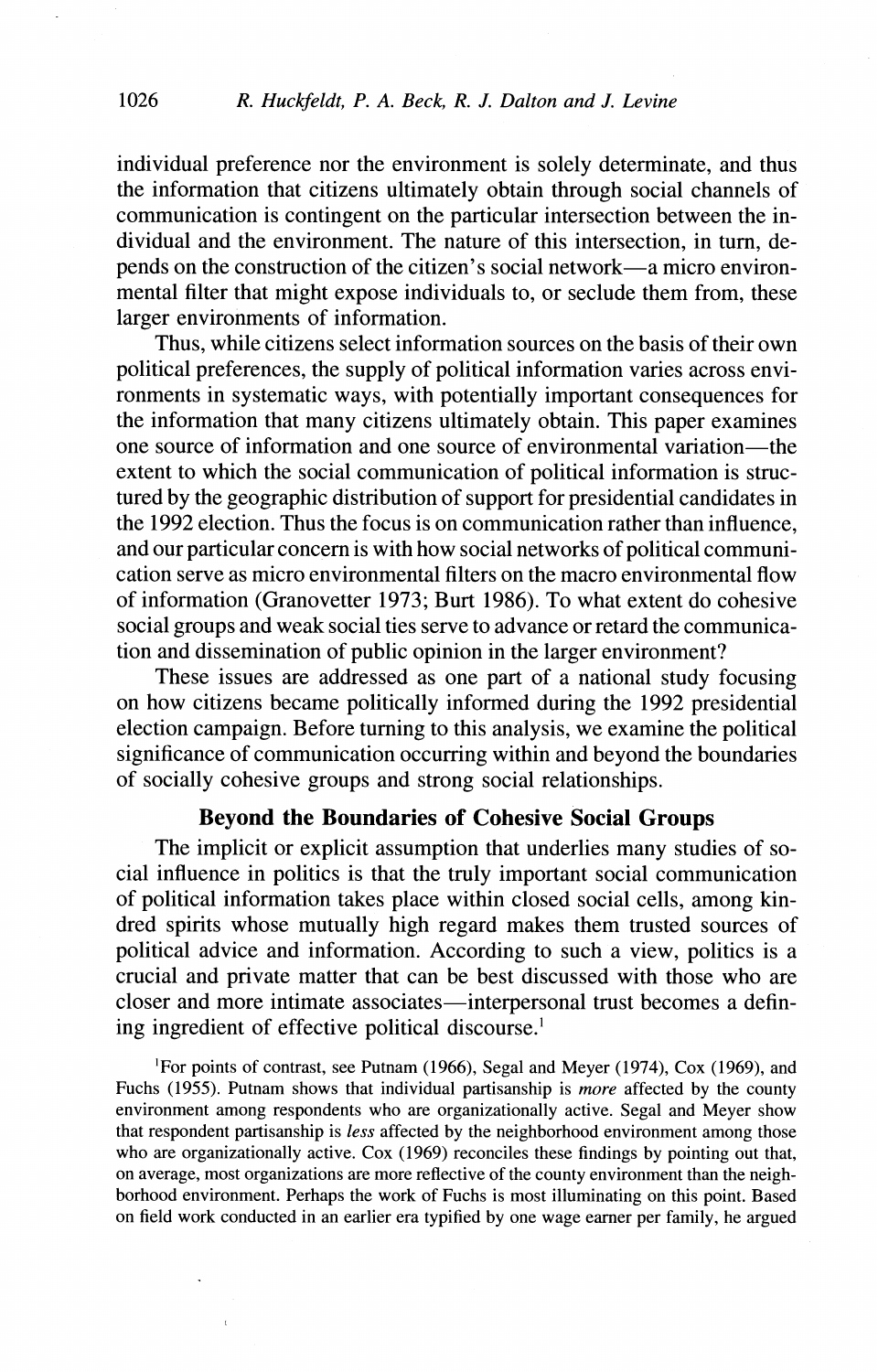individual preference nor the environment is solely determinate, and thus the information that citizens ultimately obtain through social channels of communication is contingent on the particular intersection between the individual and the environment. The nature of this intersection, in turn, depends on the construction of the citizen's social network—a micro environmental filter that might expose individuals to, or seclude them from, these larger environments of information.

Thus, while citizens select information sources on the basis of their own political preferences, the supply of political information varies across environments in systematic ways, with potentially important consequences for the information that many citizens ultimately obtain. This paper examines one source of information and one source of environmental variation—the extent to which the social communication of political information is structured by the geographic distribution of support for presidential candidates in the 1992 election. Thus the focus is on communication rather than influence, and our particular concern is with how social networks of political communication serve as micro environmental filters on the macro environmental flow of information (Granovetter 1973; Burt 1986). To what extent do cohesive social groups and weak social ties serve to advance or retard the communication and dissemination of public opinion in the larger environment?

These issues are addressed as one part of a national study focusing on how citizens became politically informed during the 1992 presidential election campaign. Before turning to this analysis, we examine the political significance of communication occurring within and beyond the boundaries of socially cohesive groups and strong social relationships.

## Beyond the Boundaries of Cohesive Social Groups

The implicit or explicit assumption that underlies many studies of social influence in politics is that the truly important social communication of political information takes place within closed social cells, among kindred spirits whose mutually high regard makes them trusted sources of political advice and information. According to such a view, politics is a crucial and private matter that can be best discussed with those who are closer and more intimate associates—interpersonal trust becomes a defining ingredient of effective political discourse.[1]

[1]For points of contrast, see Putnam (1966), Segal and Meyer (1974), Cox (1969), and Fuchs (1955). Putnam shows that individual partisanship is *more* affected by the county environment among respondents who are organizationally active. Segal and Meyer show that respondent partisanship is *less* affected by the neighborhood environment among those who are organizationally active. Cox (1969) reconciles these findings by pointing out that, on average, most organizations are more reflective of the county environment than the neighborhood environment. Perhaps the work of Fuchs is most illuminating on this point. Based on field work conducted in an earlier era typified by one wage earner per family, he argued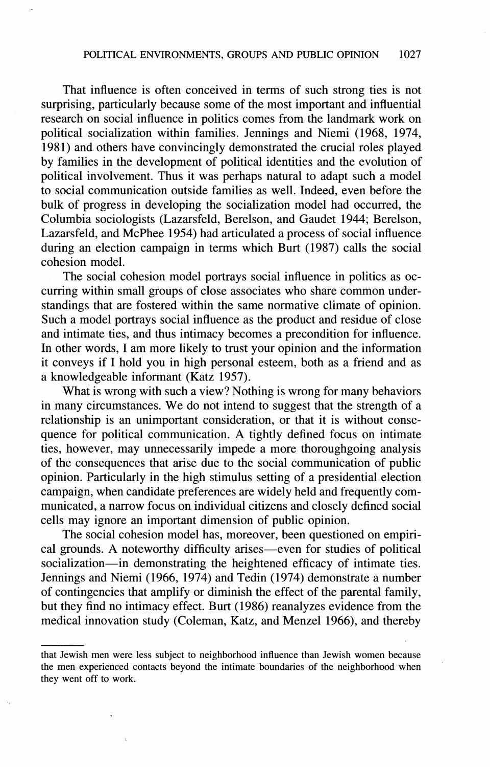That influence is often conceived in terms of such strong ties is not surprising, particularly because some of the most important and influential research on social influence in politics comes from the landmark work on political socialization within families. Jennings and Niemi (1968, 1974, 1981) and others have convincingly demonstrated the crucial roles played by families in the development of political identities and the evolution of political involvement. Thus it was perhaps natural to adapt such a model to social communication outside families as well. Indeed, even before the bulk of progress in developing the socialization model had occurred, the Columbia sociologists (Lazarsfeld, Berelson, and Gaudet 1944; Berelson, Lazarsfeld, and McPhee 1954) had articulated a process of social influence during an election campaign in terms which Burt (1987) calls the social cohesion model.

The social cohesion model portrays social influence in politics as occurring within small groups of close associates who share common understandings that are fostered within the same normative climate of opinion. Such a model portrays social influence as the product and residue of close and intimate ties, and thus intimacy becomes a precondition for influence. In other words, I am more likely to trust your opinion and the information it conveys if I hold you in high personal esteem, both as a friend and as a knowledgeable informant (Katz 1957).

What is wrong with such a view? Nothing is wrong for many behaviors in many circumstances. We do not intend to suggest that the strength of a relationship is an unimportant consideration, or that it is without consequence for political communication. A tightly defined focus on intimate ties, however, may unnecessarily impede a more thoroughgoing analysis of the consequences that arise due to the social communication of public opinion. Particularly in the high stimulus setting of a presidential election campaign, when candidate preferences are widely held and frequently communicated, a narrow focus on individual citizens and closely defined social cells may ignore an important dimension of public opinion.

The social cohesion model has, moreover, been questioned on empirical grounds. A noteworthy difficulty arises—even for studies of political socialization—in demonstrating the heightened efficacy of intimate ties. Jennings and Niemi (1966, 1974) and Tedin (1974) demonstrate a number of contingencies that amplify or diminish the effect of the parental family, but they find no intimacy effect. Burt (1986) reanalyzes evidence from the medical innovation study (Coleman, Katz, and Menzel 1966), and thereby

---

that Jewish men were less subject to neighborhood influence than Jewish women because the men experienced contacts beyond the intimate boundaries of the neighborhood when they went off to work.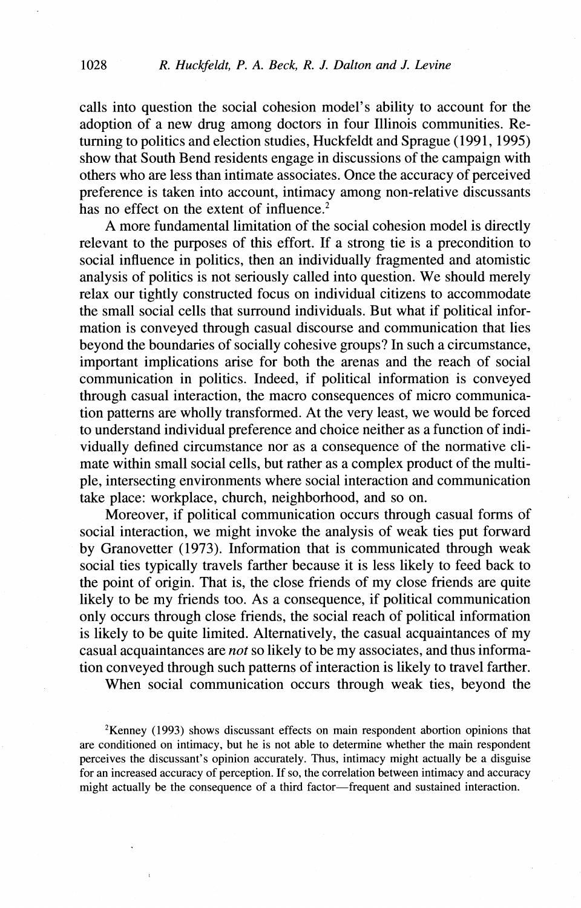calls into question the social cohesion model's ability to account for the adoption of a new drug among doctors in four Illinois communities. Returning to politics and election studies, Huckfeldt and Sprague (1991, 1995) show that South Bend residents engage in discussions of the campaign with others who are less than intimate associates. Once the accuracy of perceived preference is taken into account, intimacy among non-relative discussants has no effect on the extent of influence.[2]

A more fundamental limitation of the social cohesion model is directly relevant to the purposes of this effort. If a strong tie is a precondition to social influence in politics, then an individually fragmented and atomistic analysis of politics is not seriously called into question. We should merely relax our tightly constructed focus on individual citizens to accommodate the small social cells that surround individuals. But what if political information is conveyed through casual discourse and communication that lies beyond the boundaries of socially cohesive groups? In such a circumstance, important implications arise for both the arenas and the reach of social communication in politics. Indeed, if political information is conveyed through casual interaction, the macro consequences of micro communication patterns are wholly transformed. At the very least, we would be forced to understand individual preference and choice neither as a function of individually defined circumstance nor as a consequence of the normative climate within small social cells, but rather as a complex product of the multiple, intersecting environments where social interaction and communication take place: workplace, church, neighborhood, and so on.

Moreover, if political communication occurs through casual forms of social interaction, we might invoke the analysis of weak ties put forward by Granovetter (1973). Information that is communicated through weak social ties typically travels farther because it is less likely to feed back to the point of origin. That is, the close friends of my close friends are quite likely to be my friends too. As a consequence, if political communication only occurs through close friends, the social reach of political information is likely to be quite limited. Alternatively, the casual acquaintances of my casual acquaintances are *not* so likely to be my associates, and thus information conveyed through such patterns of interaction is likely to travel farther.

When social communication occurs through weak ties, beyond the

[2]Kenney (1993) shows discussant effects on main respondent abortion opinions that are conditioned on intimacy, but he is not able to determine whether the main respondent perceives the discussant's opinion accurately. Thus, intimacy might actually be a disguise for an increased accuracy of perception. If so, the correlation between intimacy and accuracy might actually be the consequence of a third factor—frequent and sustained interaction.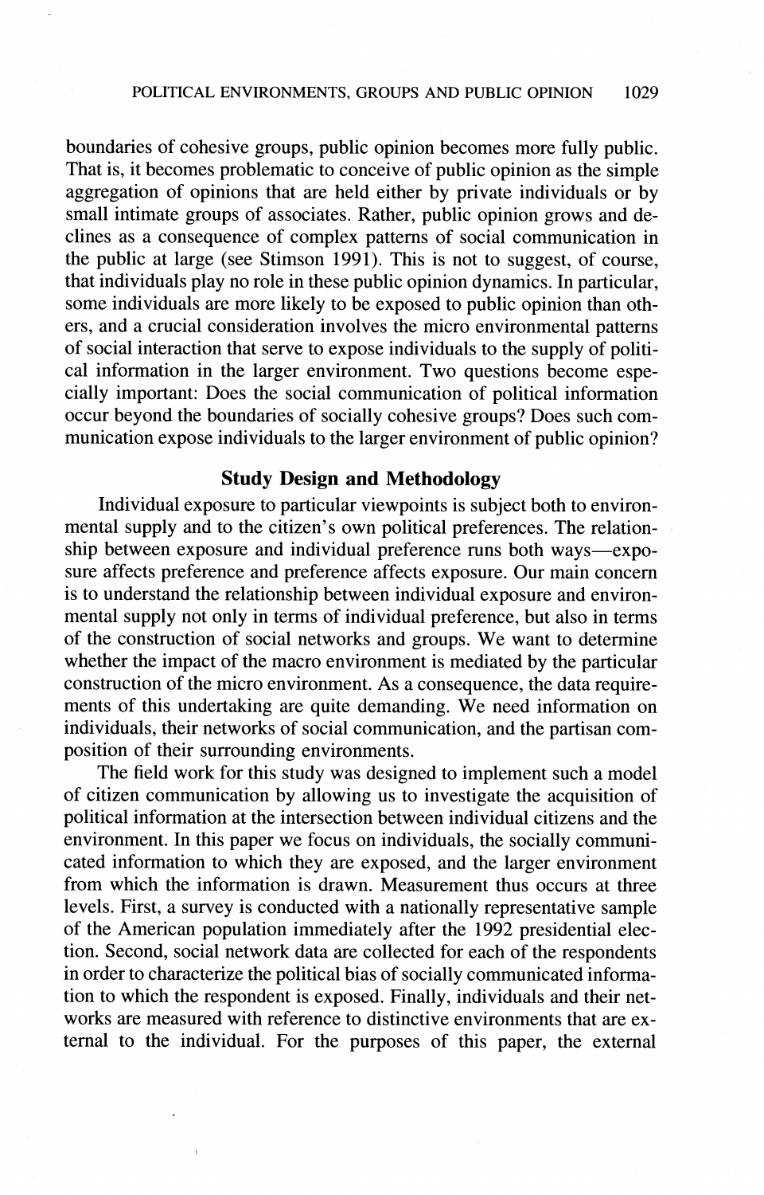boundaries of cohesive groups, public opinion becomes more fully public. That is, it becomes problematic to conceive of public opinion as the simple aggregation of opinions that are held either by private individuals or by small intimate groups of associates. Rather, public opinion grows and declines as a consequence of complex patterns of social communication in the public at large (see Stimson 1991). This is not to suggest, of course, that individuals play no role in these public opinion dynamics. In particular, some individuals are more likely to be exposed to public opinion than others, and a crucial consideration involves the micro environmental patterns of social interaction that serve to expose individuals to the supply of political information in the larger environment. Two questions become especially important: Does the social communication of political information occur beyond the boundaries of socially cohesive groups? Does such communication expose individuals to the larger environment of public opinion?

## Study Design and Methodology

Individual exposure to particular viewpoints is subject both to environmental supply and to the citizen's own political preferences. The relationship between exposure and individual preference runs both ways—exposure affects preference and preference affects exposure. Our main concern is to understand the relationship between individual exposure and environmental supply not only in terms of individual preference, but also in terms of the construction of social networks and groups. We want to determine whether the impact of the macro environment is mediated by the particular construction of the micro environment. As a consequence, the data requirements of this undertaking are quite demanding. We need information on individuals, their networks of social communication, and the partisan composition of their surrounding environments.

The field work for this study was designed to implement such a model of citizen communication by allowing us to investigate the acquisition of political information at the intersection between individual citizens and the environment. In this paper we focus on individuals, the socially communicated information to which they are exposed, and the larger environment from which the information is drawn. Measurement thus occurs at three levels. First, a survey is conducted with a nationally representative sample of the American population immediately after the 1992 presidential election. Second, social network data are collected for each of the respondents in order to characterize the political bias of socially communicated information to which the respondent is exposed. Finally, individuals and their networks are measured with reference to distinctive environments that are external to the individual. For the purposes of this paper, the external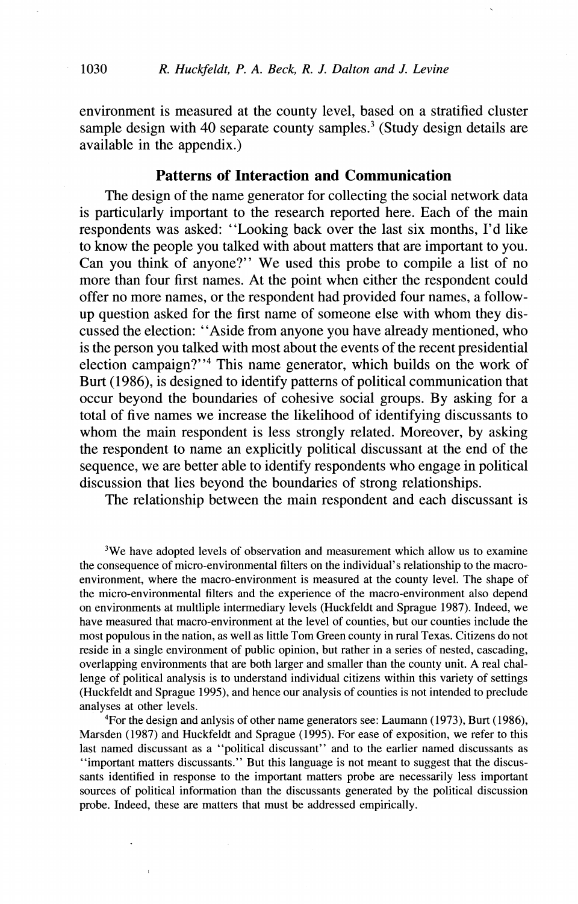environment is measured at the county level, based on a stratified cluster sample design with 40 separate county samples.[3] (Study design details are available in the appendix.)

## Patterns of Interaction and Communication

The design of the name generator for collecting the social network data is particularly important to the research reported here. Each of the main respondents was asked: ''Looking back over the last six months, I'd like to know the people you talked with about matters that are important to you. Can you think of anyone?'' We used this probe to compile a list of no more than four first names. At the point when either the respondent could offer no more names, or the respondent had provided four names, a follow-up question asked for the first name of someone else with whom they discussed the election: ''Aside from anyone you have already mentioned, who is the person you talked with most about the events of the recent presidential election campaign?''[4] This name generator, which builds on the work of Burt (1986), is designed to identify patterns of political communication that occur beyond the boundaries of cohesive social groups. By asking for a total of five names we increase the likelihood of identifying discussants to whom the main respondent is less strongly related. Moreover, by asking the respondent to name an explicitly political discussant at the end of the sequence, we are better able to identify respondents who engage in political discussion that lies beyond the boundaries of strong relationships.

The relationship between the main respondent and each discussant is

[3]We have adopted levels of observation and measurement which allow us to examine the consequence of micro-environmental filters on the individual's relationship to the macro-environment, where the macro-environment is measured at the county level. The shape of the micro-environmental filters and the experience of the macro-environment also depend on environments at multiple intermediary levels (Huckfeldt and Sprague 1987). Indeed, we have measured that macro-environment at the level of counties, but our counties include the most populous in the nation, as well as little Tom Green county in rural Texas. Citizens do not reside in a single environment of public opinion, but rather in a series of nested, cascading, overlapping environments that are both larger and smaller than the county unit. A real challenge of political analysis is to understand individual citizens within this variety of settings (Huckfeldt and Sprague 1995), and hence our analysis of counties is not intended to preclude analyses at other levels.

[4]For the design and anlysis of other name generators see: Laumann (1973), Burt (1986), Marsden (1987) and Huckfeldt and Sprague (1995). For ease of exposition, we refer to this last named discussant as a ''political discussant'' and to the earlier named discussants as ''important matters discussants.'' But this language is not meant to suggest that the discussants identified in response to the important matters probe are necessarily less important sources of political information than the discussants generated by the political discussion probe. Indeed, these are matters that must be addressed empirically.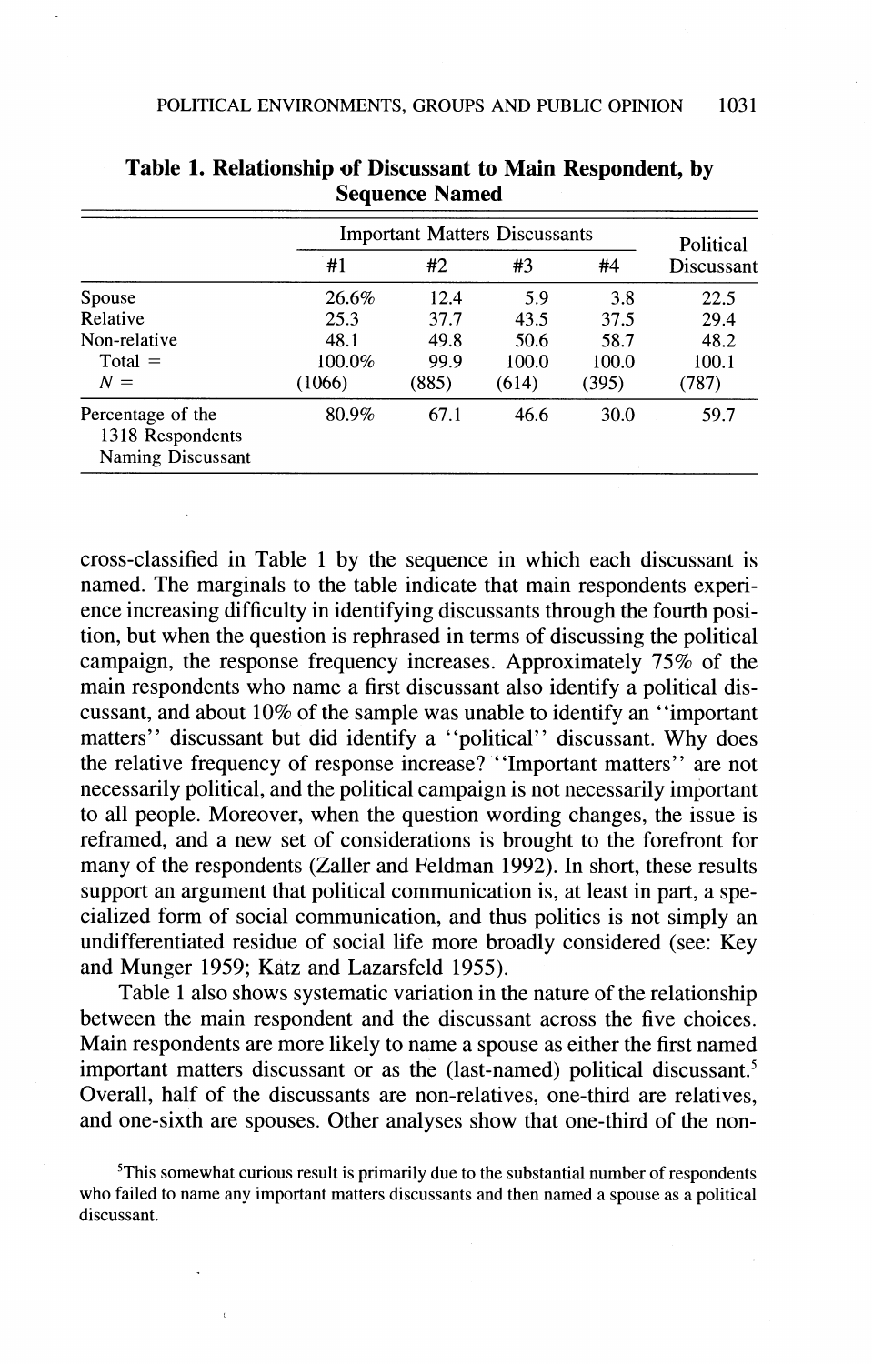**Table 1. Relationship of Discussant to Main Respondent, by Sequence Named**

| | Important Matters Discussants | | | | Political Discussant |
|---|---|---|---|---|---|
| | #1 | #2 | #3 | #4 | |
| Spouse | 26.6% | 12.4 | 5.9 | 3.8 | 22.5 |
| Relative | 25.3 | 37.7 | 43.5 | 37.5 | 29.4 |
| Non-relative | 48.1 | 49.8 | 50.6 | 58.7 | 48.2 |
| Total = | 100.0% | 99.9 | 100.0 | 100.0 | 100.1 |
| N = | (1066) | (885) | (614) | (395) | (787) |
| Percentage of the 1318 Respondents Naming Discussant | 80.9% | 67.1 | 46.6 | 30.0 | 59.7 |

cross-classified in Table 1 by the sequence in which each discussant is named. The marginals to the table indicate that main respondents experience increasing difficulty in identifying discussants through the fourth position, but when the question is rephrased in terms of discussing the political campaign, the response frequency increases. Approximately 75% of the main respondents who name a first discussant also identify a political discussant, and about 10% of the sample was unable to identify an "important matters" discussant but did identify a "political" discussant. Why does the relative frequency of response increase? "Important matters" are not necessarily political, and the political campaign is not necessarily important to all people. Moreover, when the question wording changes, the issue is reframed, and a new set of considerations is brought to the forefront for many of the respondents (Zaller and Feldman 1992). In short, these results support an argument that political communication is, at least in part, a specialized form of social communication, and thus politics is not simply an undifferentiated residue of social life more broadly considered (see: Key and Munger 1959; Katz and Lazarsfeld 1955).

Table 1 also shows systematic variation in the nature of the relationship between the main respondent and the discussant across the five choices. Main respondents are more likely to name a spouse as either the first named important matters discussant or as the (last-named) political discussant.[5] Overall, half of the discussants are non-relatives, one-third are relatives, and one-sixth are spouses. Other analyses show that one-third of the non-

[5]This somewhat curious result is primarily due to the substantial number of respondents who failed to name any important matters discussants and then named a spouse as a political discussant.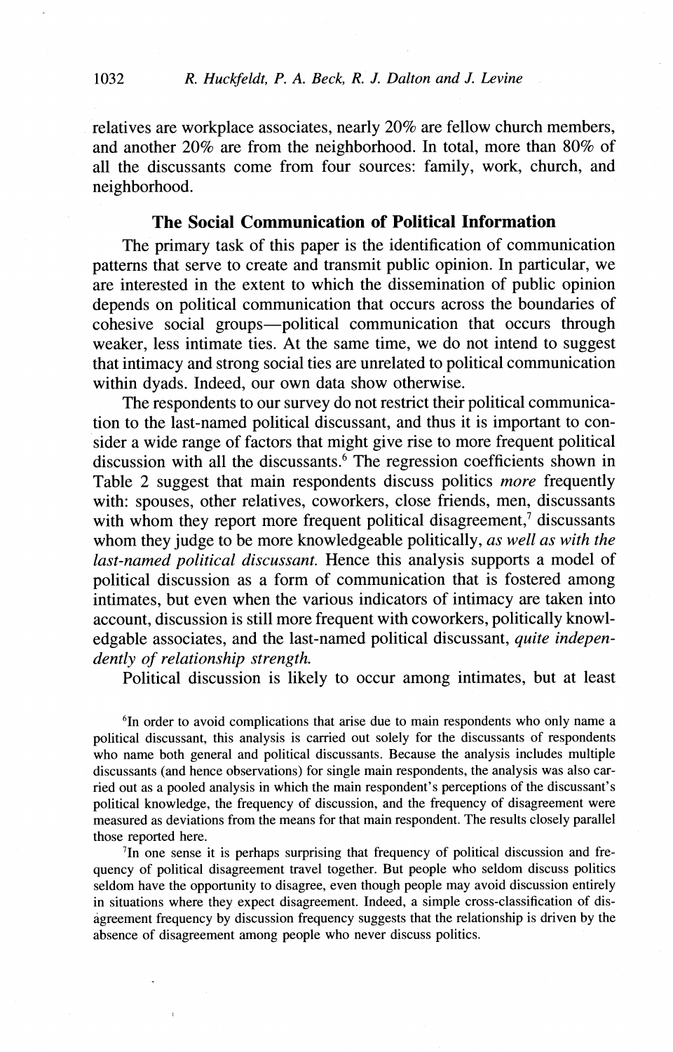relatives are workplace associates, nearly 20% are fellow church members, and another 20% are from the neighborhood. In total, more than 80% of all the discussants come from four sources: family, work, church, and neighborhood.

## The Social Communication of Political Information

The primary task of this paper is the identification of communication patterns that serve to create and transmit public opinion. In particular, we are interested in the extent to which the dissemination of public opinion depends on political communication that occurs across the boundaries of cohesive social groups—political communication that occurs through weaker, less intimate ties. At the same time, we do not intend to suggest that intimacy and strong social ties are unrelated to political communication within dyads. Indeed, our own data show otherwise.

The respondents to our survey do not restrict their political communication to the last-named political discussant, and thus it is important to consider a wide range of factors that might give rise to more frequent political discussion with all the discussants.[6] The regression coefficients shown in Table 2 suggest that main respondents discuss politics *more* frequently with: spouses, other relatives, coworkers, close friends, men, discussants with whom they report more frequent political disagreement,[7] discussants whom they judge to be more knowledgeable politically, *as well as with the last-named political discussant.* Hence this analysis supports a model of political discussion as a form of communication that is fostered among intimates, but even when the various indicators of intimacy are taken into account, discussion is still more frequent with coworkers, politically knowledgable associates, and the last-named political discussant, *quite independently of relationship strength.*

Political discussion is likely to occur among intimates, but at least

[6]In order to avoid complications that arise due to main respondents who only name a political discussant, this analysis is carried out solely for the discussants of respondents who name both general and political discussants. Because the analysis includes multiple discussants (and hence observations) for single main respondents, the analysis was also carried out as a pooled analysis in which the main respondent's perceptions of the discussant's political knowledge, the frequency of discussion, and the frequency of disagreement were measured as deviations from the means for that main respondent. The results closely parallel those reported here.

[7]In one sense it is perhaps surprising that frequency of political discussion and frequency of political disagreement travel together. But people who seldom discuss politics seldom have the opportunity to disagree, even though people may avoid discussion entirely in situations where they expect disagreement. Indeed, a simple cross-classification of disagreement frequency by discussion frequency suggests that the relationship is driven by the absence of disagreement among people who never discuss politics.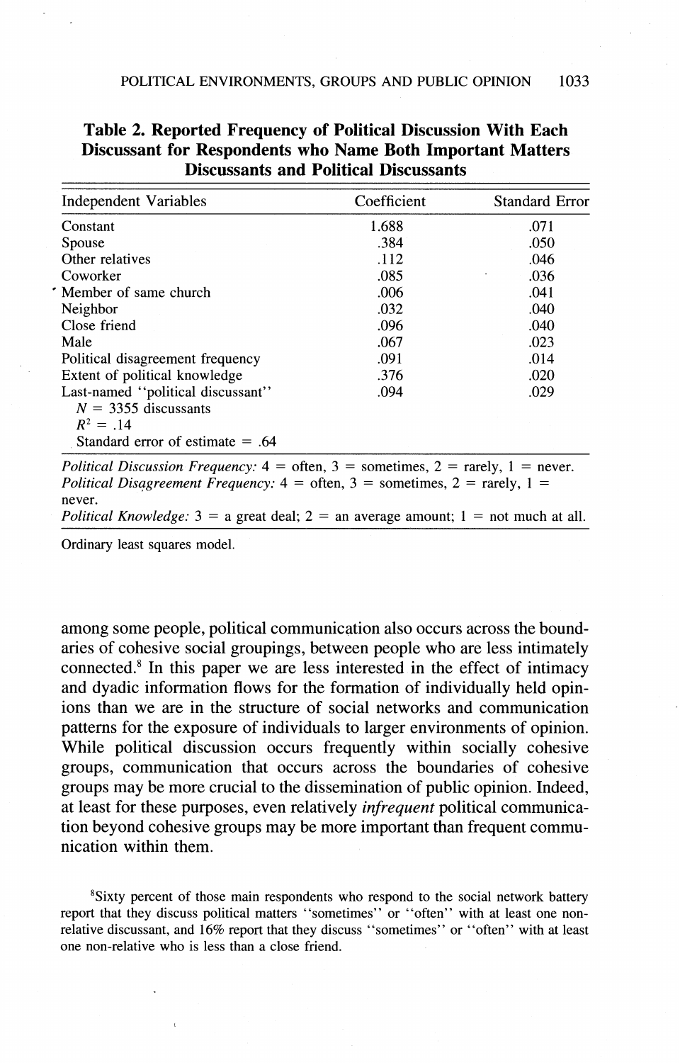**Table 2. Reported Frequency of Political Discussion With Each Discussant for Respondents who Name Both Important Matters Discussants and Political Discussants**

| Independent Variables | Coefficient | Standard Error |
|---|---|---|
| Constant | 1.688 | .071 |
| Spouse | .384 | .050 |
| Other relatives | .112 | .046 |
| Coworker | .085 | .036 |
| Member of same church | .006 | .041 |
| Neighbor | .032 | .040 |
| Close friend | .096 | .040 |
| Male | .067 | .023 |
| Political disagreement frequency | .091 | .014 |
| Extent of political knowledge | .376 | .020 |
| Last-named "political discussant" | .094 | .029 |
| $N$ = 3355 discussants | | |
| $R^2$ = .14 | | |
| Standard error of estimate = .64 | | |

*Political Discussion Frequency:* 4 = often, 3 = sometimes, 2 = rarely, 1 = never.
*Political Disagreement Frequency:* 4 = often, 3 = sometimes, 2 = rarely, 1 = never.
*Political Knowledge:* 3 = a great deal; 2 = an average amount; 1 = not much at all.

Ordinary least squares model.

among some people, political communication also occurs across the boundaries of cohesive social groupings, between people who are less intimately connected.[8] In this paper we are less interested in the effect of intimacy and dyadic information flows for the formation of individually held opinions than we are in the structure of social networks and communication patterns for the exposure of individuals to larger environments of opinion. While political discussion occurs frequently within socially cohesive groups, communication that occurs across the boundaries of cohesive groups may be more crucial to the dissemination of public opinion. Indeed, at least for these purposes, even relatively *infrequent* political communication beyond cohesive groups may be more important than frequent communication within them.

[8]Sixty percent of those main respondents who respond to the social network battery report that they discuss political matters "sometimes" or "often" with at least one non-relative discussant, and 16% report that they discuss "sometimes" or "often" with at least one non-relative who is less than a close friend.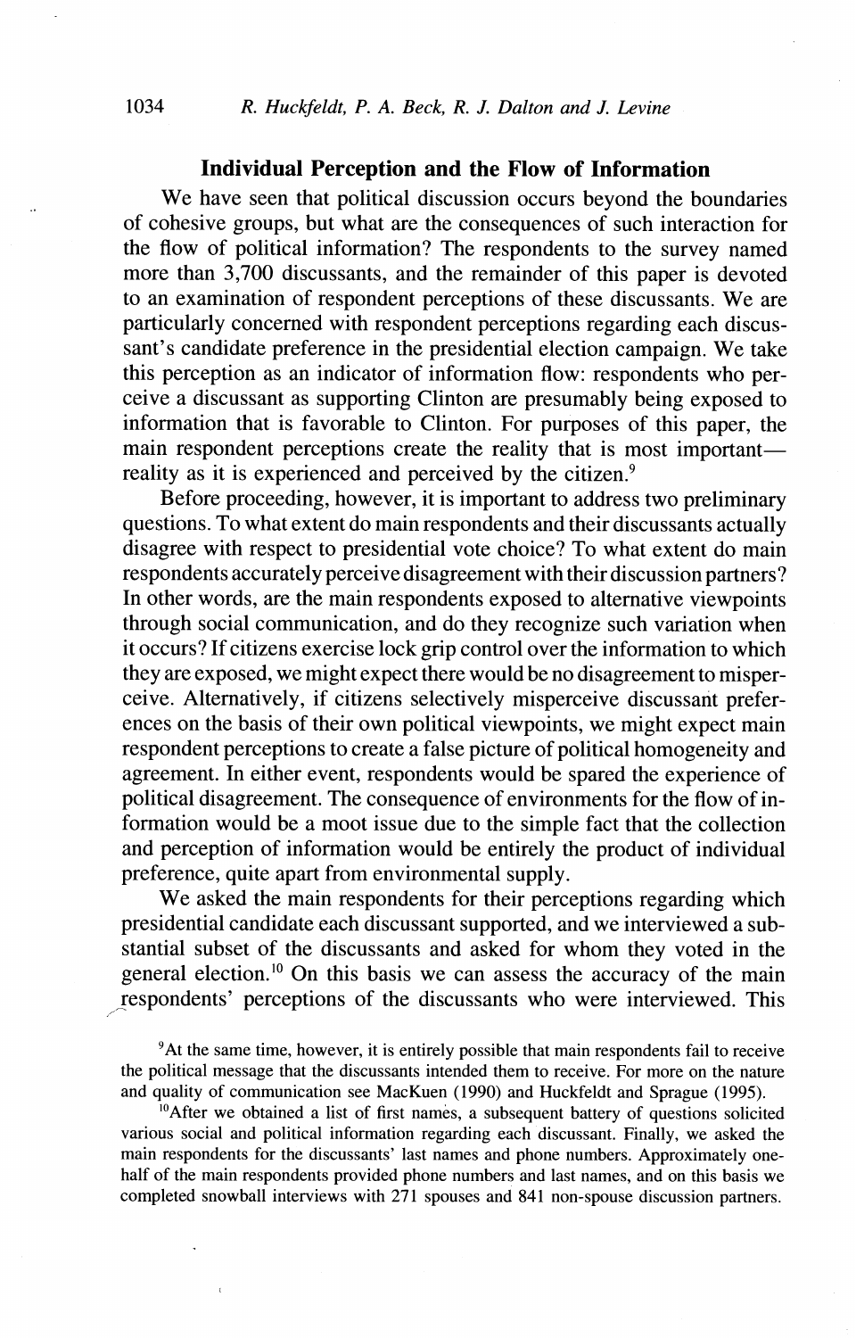## Individual Perception and the Flow of Information

We have seen that political discussion occurs beyond the boundaries of cohesive groups, but what are the consequences of such interaction for the flow of political information? The respondents to the survey named more than 3,700 discussants, and the remainder of this paper is devoted to an examination of respondent perceptions of these discussants. We are particularly concerned with respondent perceptions regarding each discussant's candidate preference in the presidential election campaign. We take this perception as an indicator of information flow: respondents who perceive a discussant as supporting Clinton are presumably being exposed to information that is favorable to Clinton. For purposes of this paper, the main respondent perceptions create the reality that is most important—reality as it is experienced and perceived by the citizen.[9]

Before proceeding, however, it is important to address two preliminary questions. To what extent do main respondents and their discussants actually disagree with respect to presidential vote choice? To what extent do main respondents accurately perceive disagreement with their discussion partners? In other words, are the main respondents exposed to alternative viewpoints through social communication, and do they recognize such variation when it occurs? If citizens exercise lock grip control over the information to which they are exposed, we might expect there would be no disagreement to misperceive. Alternatively, if citizens selectively misperceive discussant preferences on the basis of their own political viewpoints, we might expect main respondent perceptions to create a false picture of political homogeneity and agreement. In either event, respondents would be spared the experience of political disagreement. The consequence of environments for the flow of information would be a moot issue due to the simple fact that the collection and perception of information would be entirely the product of individual preference, quite apart from environmental supply.

We asked the main respondents for their perceptions regarding which presidential candidate each discussant supported, and we interviewed a substantial subset of the discussants and asked for whom they voted in the general election.[10] On this basis we can assess the accuracy of the main respondents' perceptions of the discussants who were interviewed. This

[9]At the same time, however, it is entirely possible that main respondents fail to receive the political message that the discussants intended them to receive. For more on the nature and quality of communication see MacKuen (1990) and Huckfeldt and Sprague (1995).

[10]After we obtained a list of first names, a subsequent battery of questions solicited various social and political information regarding each discussant. Finally, we asked the main respondents for the discussants' last names and phone numbers. Approximately one-half of the main respondents provided phone numbers and last names, and on this basis we completed snowball interviews with 271 spouses and 841 non-spouse discussion partners.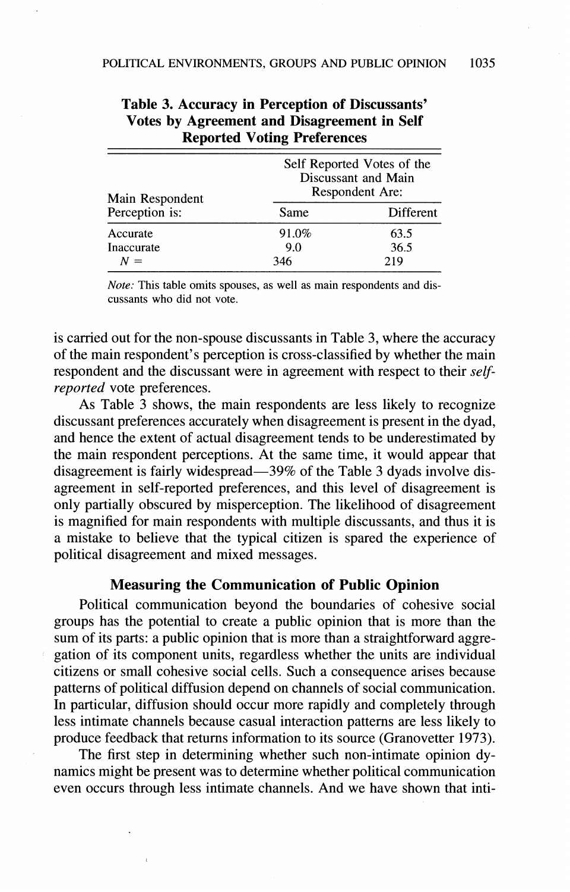**Table 3. Accuracy in Perception of Discussants' Votes by Agreement and Disagreement in Self Reported Voting Preferences**

| Main Respondent Perception is: | Self Reported Votes of the Discussant and Main Respondent Are: | |
|---|---|---|
| | Same | Different |
| Accurate | 91.0% | 63.5 |
| Inaccurate | 9.0 | 36.5 |
| $N =$ | 346 | 219 |

*Note:* This table omits spouses, as well as main respondents and discussants who did not vote.

is carried out for the non-spouse discussants in Table 3, where the accuracy of the main respondent's perception is cross-classified by whether the main respondent and the discussant were in agreement with respect to their *self-reported* vote preferences.

As Table 3 shows, the main respondents are less likely to recognize discussant preferences accurately when disagreement is present in the dyad, and hence the extent of actual disagreement tends to be underestimated by the main respondent perceptions. At the same time, it would appear that disagreement is fairly widespread—39% of the Table 3 dyads involve disagreement in self-reported preferences, and this level of disagreement is only partially obscured by misperception. The likelihood of disagreement is magnified for main respondents with multiple discussants, and thus it is a mistake to believe that the typical citizen is spared the experience of political disagreement and mixed messages.

## Measuring the Communication of Public Opinion

Political communication beyond the boundaries of cohesive social groups has the potential to create a public opinion that is more than the sum of its parts: a public opinion that is more than a straightforward aggregation of its component units, regardless whether the units are individual citizens or small cohesive social cells. Such a consequence arises because patterns of political diffusion depend on channels of social communication. In particular, diffusion should occur more rapidly and completely through less intimate channels because casual interaction patterns are less likely to produce feedback that returns information to its source (Granovetter 1973).

The first step in determining whether such non-intimate opinion dynamics might be present was to determine whether political communication even occurs through less intimate channels. And we have shown that inti-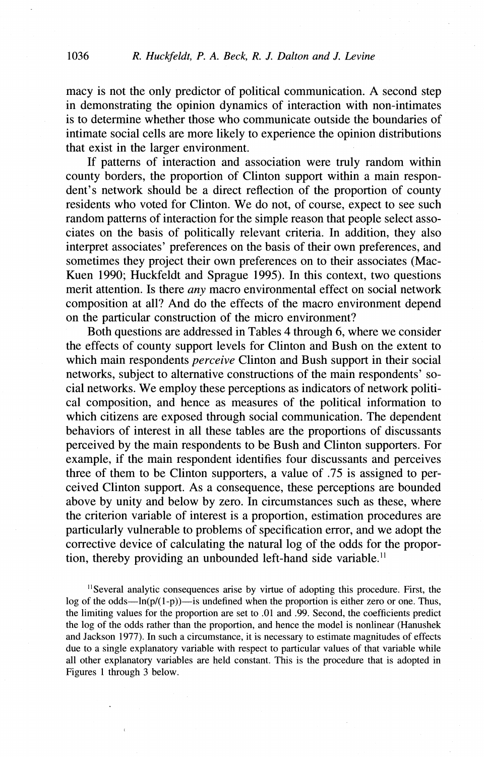macy is not the only predictor of political communication. A second step in demonstrating the opinion dynamics of interaction with non-intimates is to determine whether those who communicate outside the boundaries of intimate social cells are more likely to experience the opinion distributions that exist in the larger environment.

If patterns of interaction and association were truly random within county borders, the proportion of Clinton support within a main respondent's network should be a direct reflection of the proportion of county residents who voted for Clinton. We do not, of course, expect to see such random patterns of interaction for the simple reason that people select associates on the basis of politically relevant criteria. In addition, they also interpret associates' preferences on the basis of their own preferences, and sometimes they project their own preferences on to their associates (MacKuen 1990; Huckfeldt and Sprague 1995). In this context, two questions merit attention. Is there *any* macro environmental effect on social network composition at all? And do the effects of the macro environment depend on the particular construction of the micro environment?

Both questions are addressed in Tables 4 through 6, where we consider the effects of county support levels for Clinton and Bush on the extent to which main respondents *perceive* Clinton and Bush support in their social networks, subject to alternative constructions of the main respondents' social networks. We employ these perceptions as indicators of network political composition, and hence as measures of the political information to which citizens are exposed through social communication. The dependent behaviors of interest in all these tables are the proportions of discussants perceived by the main respondents to be Bush and Clinton supporters. For example, if the main respondent identifies four discussants and perceives three of them to be Clinton supporters, a value of .75 is assigned to perceived Clinton support. As a consequence, these perceptions are bounded above by unity and below by zero. In circumstances such as these, where the criterion variable of interest is a proportion, estimation procedures are particularly vulnerable to problems of specification error, and we adopt the corrective device of calculating the natural log of the odds for the proportion, thereby providing an unbounded left-hand side variable.[11]

[11]Several analytic consequences arise by virtue of adopting this procedure. First, the log of the odds—$\ln(p/(1-p))$—is undefined when the proportion is either zero or one. Thus, the limiting values for the proportion are set to .01 and .99. Second, the coefficients predict the log of the odds rather than the proportion, and hence the model is nonlinear (Hanushek and Jackson 1977). In such a circumstance, it is necessary to estimate magnitudes of effects due to a single explanatory variable with respect to particular values of that variable while all other explanatory variables are held constant. This is the procedure that is adopted in Figures 1 through 3 below.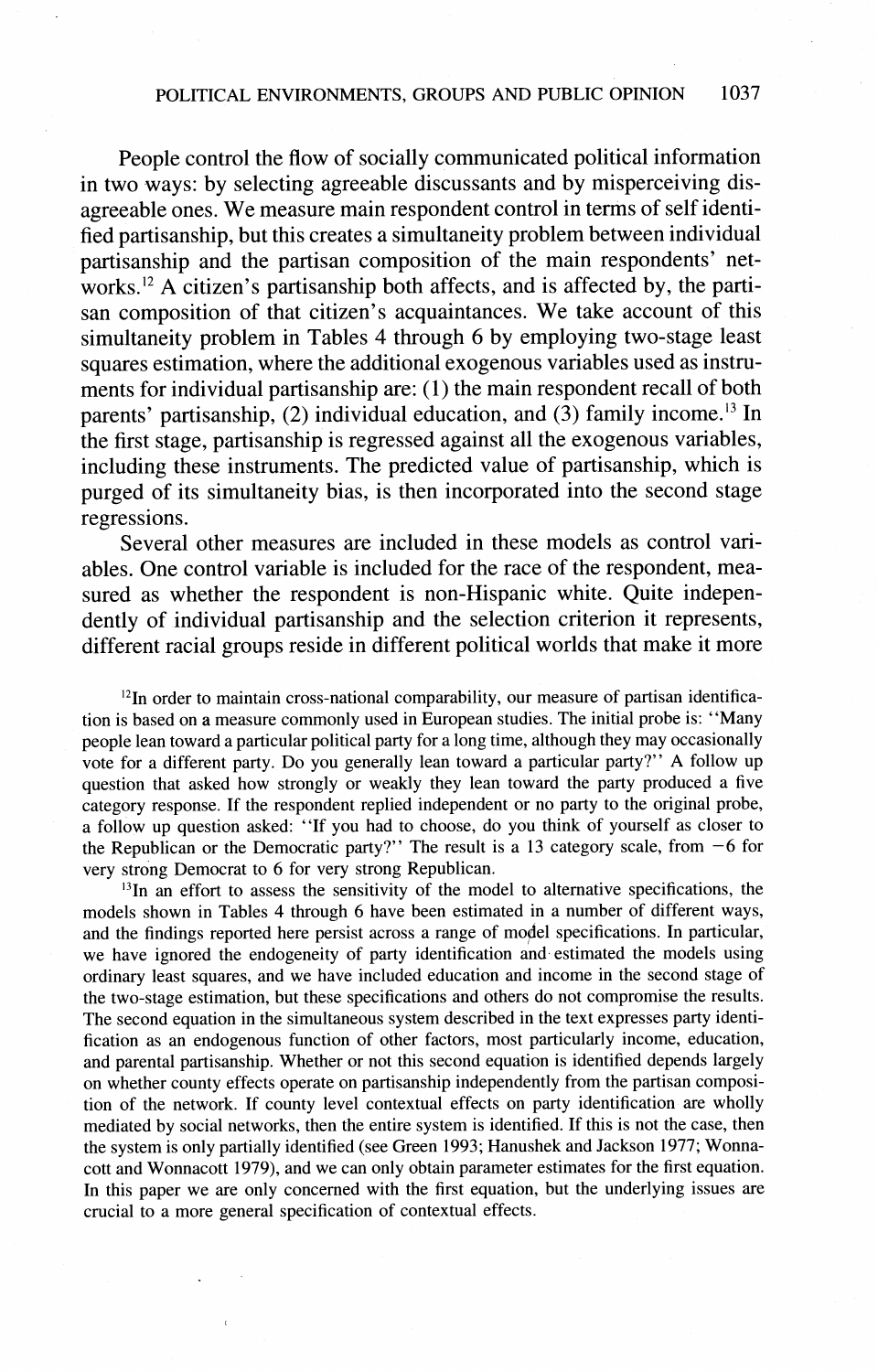People control the flow of socially communicated political information in two ways: by selecting agreeable discussants and by misperceiving disagreeable ones. We measure main respondent control in terms of self identified partisanship, but this creates a simultaneity problem between individual partisanship and the partisan composition of the main respondents' networks.[12] A citizen's partisanship both affects, and is affected by, the partisan composition of that citizen's acquaintances. We take account of this simultaneity problem in Tables 4 through 6 by employing two-stage least squares estimation, where the additional exogenous variables used as instruments for individual partisanship are: (1) the main respondent recall of both parents' partisanship, (2) individual education, and (3) family income.[13] In the first stage, partisanship is regressed against all the exogenous variables, including these instruments. The predicted value of partisanship, which is purged of its simultaneity bias, is then incorporated into the second stage regressions.

Several other measures are included in these models as control variables. One control variable is included for the race of the respondent, measured as whether the respondent is non-Hispanic white. Quite independently of individual partisanship and the selection criterion it represents, different racial groups reside in different political worlds that make it more

[12]In order to maintain cross-national comparability, our measure of partisan identification is based on a measure commonly used in European studies. The initial probe is: "Many people lean toward a particular political party for a long time, although they may occasionally vote for a different party. Do you generally lean toward a particular party?" A follow up question that asked how strongly or weakly they lean toward the party produced a five category response. If the respondent replied independent or no party to the original probe, a follow up question asked: "If you had to choose, do you think of yourself as closer to the Republican or the Democratic party?" The result is a 13 category scale, from $-6$ for very strong Democrat to 6 for very strong Republican.

[13]In an effort to assess the sensitivity of the model to alternative specifications, the models shown in Tables 4 through 6 have been estimated in a number of different ways, and the findings reported here persist across a range of model specifications. In particular, we have ignored the endogeneity of party identification and estimated the models using ordinary least squares, and we have included education and income in the second stage of the two-stage estimation, but these specifications and others do not compromise the results. The second equation in the simultaneous system described in the text expresses party identification as an endogenous function of other factors, most particularly income, education, and parental partisanship. Whether or not this second equation is identified depends largely on whether county effects operate on partisanship independently from the partisan composition of the network. If county level contextual effects on party identification are wholly mediated by social networks, then the entire system is identified. If this is not the case, then the system is only partially identified (see Green 1993; Hanushek and Jackson 1977; Wonnacott and Wonnacott 1979), and we can only obtain parameter estimates for the first equation. In this paper we are only concerned with the first equation, but the underlying issues are crucial to a more general specification of contextual effects.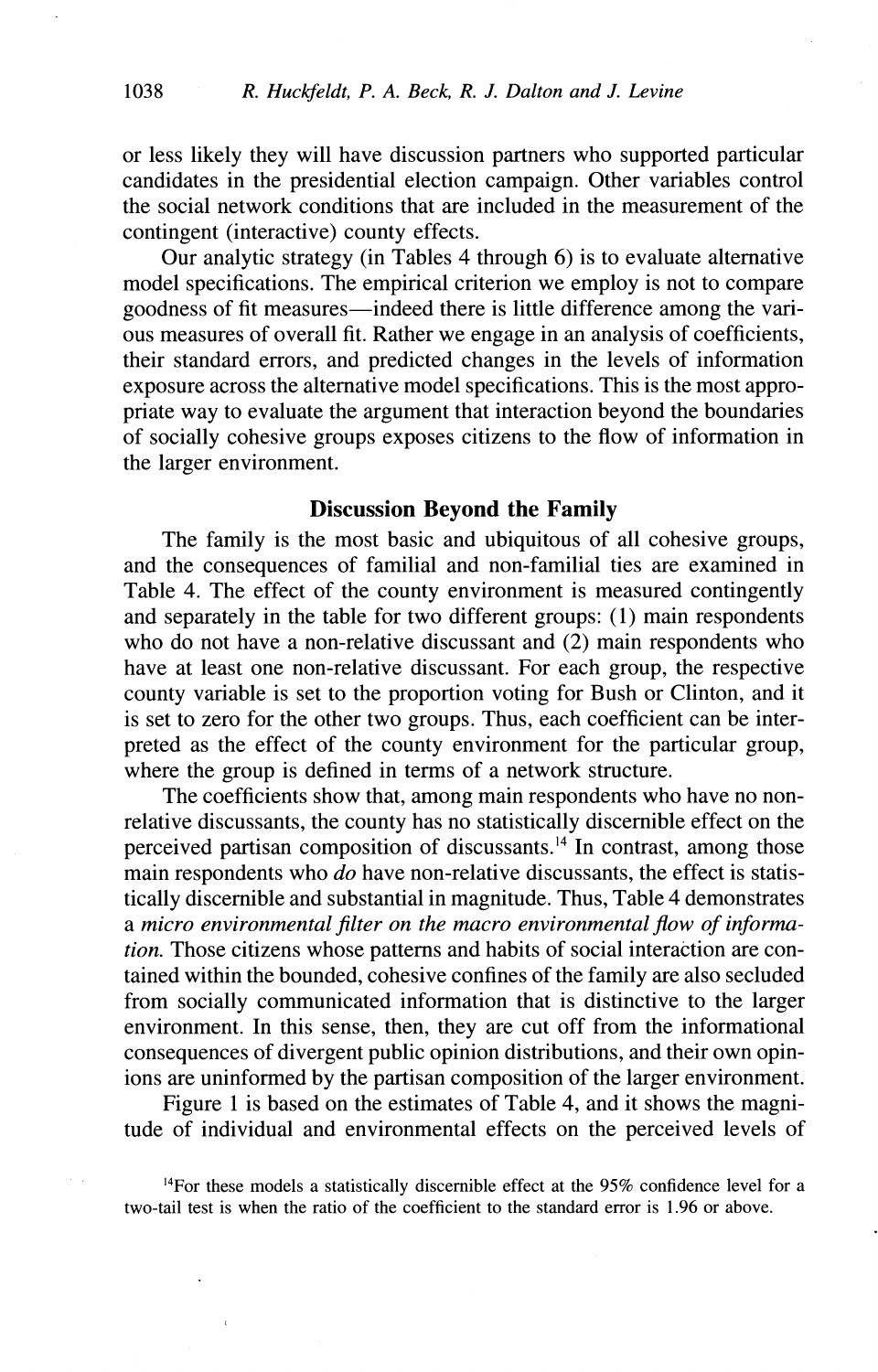or less likely they will have discussion partners who supported particular candidates in the presidential election campaign. Other variables control the social network conditions that are included in the measurement of the contingent (interactive) county effects.

Our analytic strategy (in Tables 4 through 6) is to evaluate alternative model specifications. The empirical criterion we employ is not to compare goodness of fit measures—indeed there is little difference among the various measures of overall fit. Rather we engage in an analysis of coefficients, their standard errors, and predicted changes in the levels of information exposure across the alternative model specifications. This is the most appropriate way to evaluate the argument that interaction beyond the boundaries of socially cohesive groups exposes citizens to the flow of information in the larger environment.

## Discussion Beyond the Family

The family is the most basic and ubiquitous of all cohesive groups, and the consequences of familial and non-familial ties are examined in Table 4. The effect of the county environment is measured contingently and separately in the table for two different groups: (1) main respondents who do not have a non-relative discussant and (2) main respondents who have at least one non-relative discussant. For each group, the respective county variable is set to the proportion voting for Bush or Clinton, and it is set to zero for the other two groups. Thus, each coefficient can be interpreted as the effect of the county environment for the particular group, where the group is defined in terms of a network structure.

The coefficients show that, among main respondents who have no non-relative discussants, the county has no statistically discernible effect on the perceived partisan composition of discussants.[14] In contrast, among those main respondents who *do* have non-relative discussants, the effect is statistically discernible and substantial in magnitude. Thus, Table 4 demonstrates a *micro environmental filter on the macro environmental flow of information.* Those citizens whose patterns and habits of social interaction are contained within the bounded, cohesive confines of the family are also secluded from socially communicated information that is distinctive to the larger environment. In this sense, then, they are cut off from the informational consequences of divergent public opinion distributions, and their own opinions are uninformed by the partisan composition of the larger environment.

Figure 1 is based on the estimates of Table 4, and it shows the magnitude of individual and environmental effects on the perceived levels of

[14]For these models a statistically discernible effect at the 95% confidence level for a two-tail test is when the ratio of the coefficient to the standard error is 1.96 or above.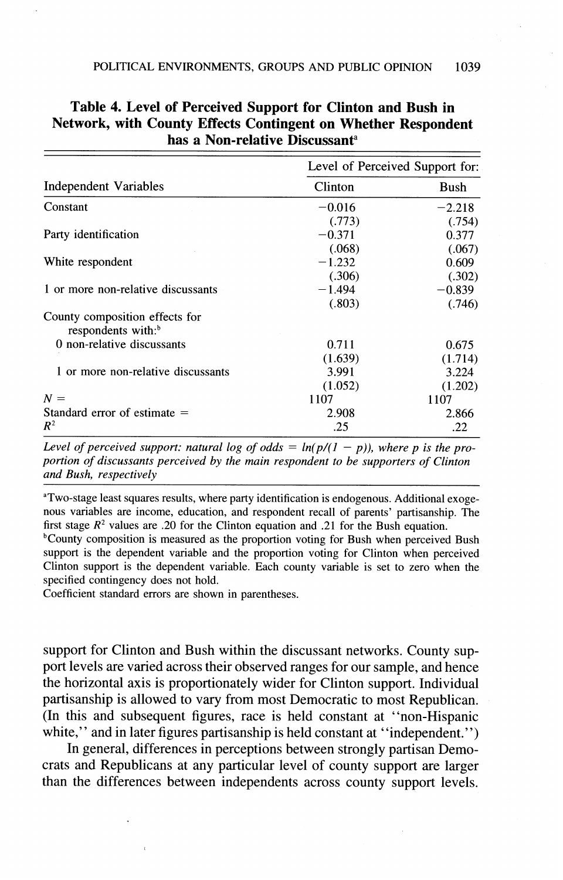**Table 4. Level of Perceived Support for Clinton and Bush in Network, with County Effects Contingent on Whether Respondent has a Non-relative Discussant**[a]

| Independent Variables | Level of Perceived Support for: Clinton | Bush |
|---|---|---|
| Constant | −0.016 | −2.218 |
| | (.773) | (.754) |
| Party identification | −0.371 | 0.377 |
| | (.068) | (.067) |
| White respondent | −1.232 | 0.609 |
| | (.306) | (.302) |
| 1 or more non-relative discussants | −1.494 | −0.839 |
| | (.803) | (.746) |
| County composition effects for respondents with:[b] | | |
| 0 non-relative discussants | 0.711 | 0.675 |
| | (1.639) | (1.714) |
| 1 or more non-relative discussants | 3.991 | 3.224 |
| | (1.052) | (1.202) |
| $N =$ | 1107 | 1107 |
| Standard error of estimate = | 2.908 | 2.866 |
| $R^2$ | .25 | .22 |

*Level of perceived support: natural log of odds = $ln(p/(1 - p))$, where p is the proportion of discussants perceived by the main respondent to be supporters of Clinton and Bush, respectively*

[a]Two-stage least squares results, where party identification is endogenous. Additional exogenous variables are income, education, and respondent recall of parents' partisanship. The first stage $R^2$ values are .20 for the Clinton equation and .21 for the Bush equation.

[b]County composition is measured as the proportion voting for Bush when perceived Bush support is the dependent variable and the proportion voting for Clinton when perceived Clinton support is the dependent variable. Each county variable is set to zero when the specified contingency does not hold.

Coefficient standard errors are shown in parentheses.

support for Clinton and Bush within the discussant networks. County support levels are varied across their observed ranges for our sample, and hence the horizontal axis is proportionately wider for Clinton support. Individual partisanship is allowed to vary from most Democratic to most Republican. (In this and subsequent figures, race is held constant at "non-Hispanic white," and in later figures partisanship is held constant at "independent.")

In general, differences in perceptions between strongly partisan Democrats and Republicans at any particular level of county support are larger than the differences between independents across county support levels.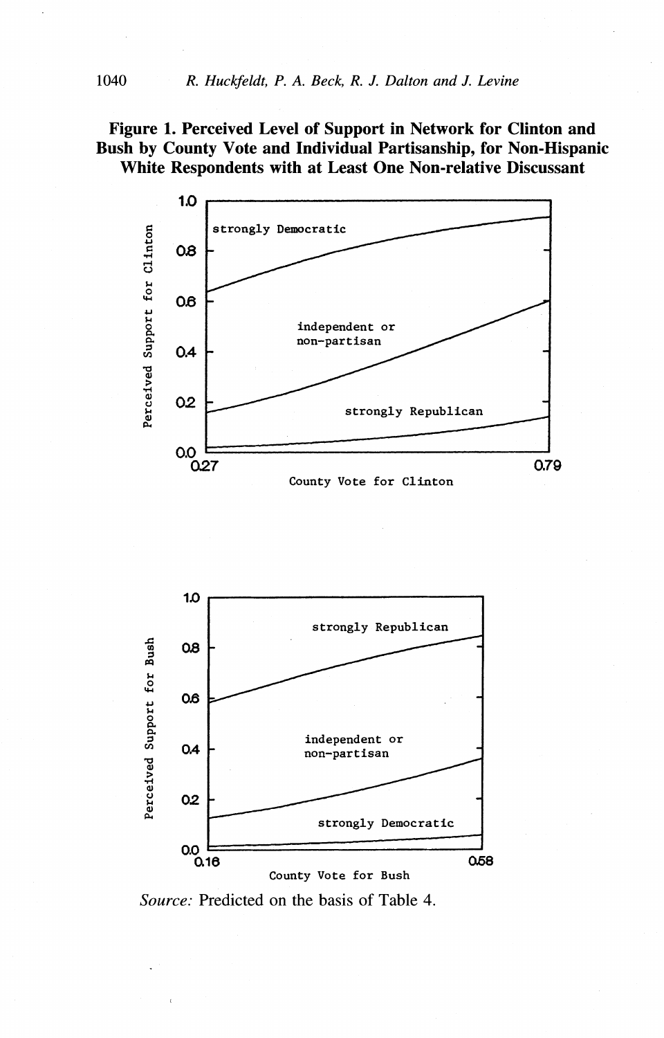**Figure 1. Perceived Level of Support in Network for Clinton and Bush by County Vote and Individual Partisanship, for Non-Hispanic White Respondents with at Least One Non-relative Discussant**

*Source:* Predicted on the basis of Table 4.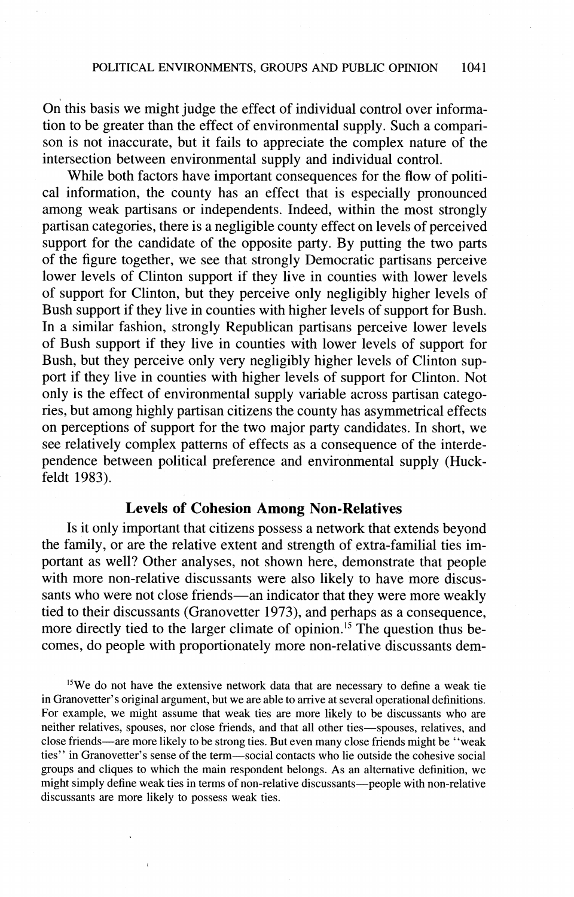On this basis we might judge the effect of individual control over information to be greater than the effect of environmental supply. Such a comparison is not inaccurate, but it fails to appreciate the complex nature of the intersection between environmental supply and individual control.

While both factors have important consequences for the flow of political information, the county has an effect that is especially pronounced among weak partisans or independents. Indeed, within the most strongly partisan categories, there is a negligible county effect on levels of perceived support for the candidate of the opposite party. By putting the two parts of the figure together, we see that strongly Democratic partisans perceive lower levels of Clinton support if they live in counties with lower levels of support for Clinton, but they perceive only negligibly higher levels of Bush support if they live in counties with higher levels of support for Bush. In a similar fashion, strongly Republican partisans perceive lower levels of Bush support if they live in counties with lower levels of support for Bush, but they perceive only very negligibly higher levels of Clinton support if they live in counties with higher levels of support for Clinton. Not only is the effect of environmental supply variable across partisan categories, but among highly partisan citizens the county has asymmetrical effects on perceptions of support for the two major party candidates. In short, we see relatively complex patterns of effects as a consequence of the interdependence between political preference and environmental supply (Huckfeldt 1983).

## Levels of Cohesion Among Non-Relatives

Is it only important that citizens possess a network that extends beyond the family, or are the relative extent and strength of extra-familial ties important as well? Other analyses, not shown here, demonstrate that people with more non-relative discussants were also likely to have more discussants who were not close friends—an indicator that they were more weakly tied to their discussants (Granovetter 1973), and perhaps as a consequence, more directly tied to the larger climate of opinion.[15] The question thus becomes, do people with proportionately more non-relative discussants dem-

[15]We do not have the extensive network data that are necessary to define a weak tie in Granovetter's original argument, but we are able to arrive at several operational definitions. For example, we might assume that weak ties are more likely to be discussants who are neither relatives, spouses, nor close friends, and that all other ties—spouses, relatives, and close friends—are more likely to be strong ties. But even many close friends might be "weak ties" in Granovetter's sense of the term—social contacts who lie outside the cohesive social groups and cliques to which the main respondent belongs. As an alternative definition, we might simply define weak ties in terms of non-relative discussants—people with non-relative discussants are more likely to possess weak ties.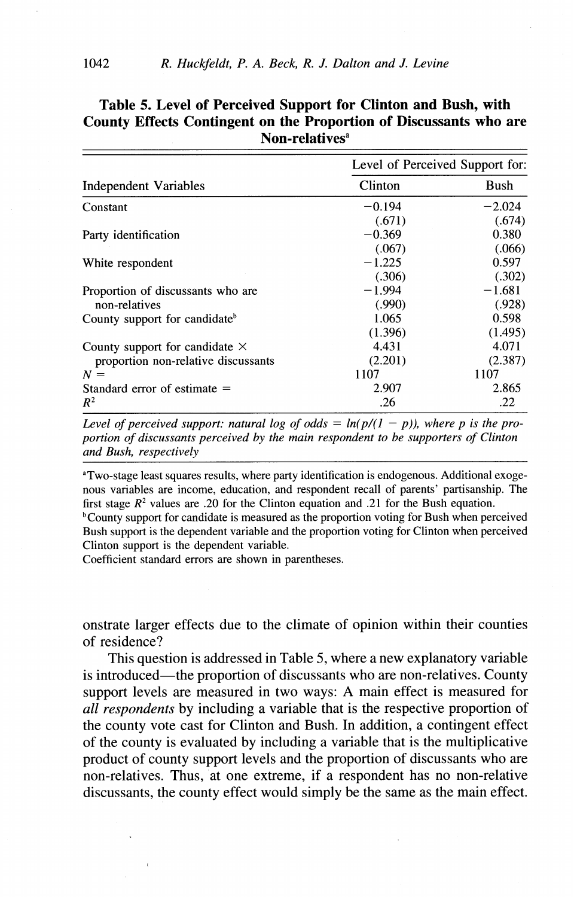**Table 5. Level of Perceived Support for Clinton and Bush, with County Effects Contingent on the Proportion of Discussants who are Non-relatives**[a]

| | Level of Perceived Support for: | |
|---|---|---|
| Independent Variables | Clinton | Bush |
| Constant | −0.194 | −2.024 |
| | (.671) | (.674) |
| Party identification | −0.369 | 0.380 |
| | (.067) | (.066) |
| White respondent | −1.225 | 0.597 |
| | (.306) | (.302) |
| Proportion of discussants who are non-relatives | −1.994 | −1.681 |
| | (.990) | (.928) |
| County support for candidate[b] | 1.065 | 0.598 |
| | (1.396) | (1.495) |
| County support for candidate × proportion non-relative discussants | 4.431 | 4.071 |
| | (2.201) | (2.387) |
| $N =$ | 1107 | 1107 |
| Standard error of estimate = | 2.907 | 2.865 |
| $R^2$ | .26 | .22 |

*Level of perceived support: natural log of odds = $ln(p/(1-p))$, where p is the proportion of discussants perceived by the main respondent to be supporters of Clinton and Bush, respectively*

[a]Two-stage least squares results, where party identification is endogenous. Additional exogenous variables are income, education, and respondent recall of parents' partisanship. The first stage $R^2$ values are .20 for the Clinton equation and .21 for the Bush equation.
[b]County support for candidate is measured as the proportion voting for Bush when perceived Bush support is the dependent variable and the proportion voting for Clinton when perceived Clinton support is the dependent variable.
Coefficient standard errors are shown in parentheses.

onstrate larger effects due to the climate of opinion within their counties of residence?

This question is addressed in Table 5, where a new explanatory variable is introduced—the proportion of discussants who are non-relatives. County support levels are measured in two ways: A main effect is measured for *all respondents* by including a variable that is the respective proportion of the county vote cast for Clinton and Bush. In addition, a contingent effect of the county is evaluated by including a variable that is the multiplicative product of county support levels and the proportion of discussants who are non-relatives. Thus, at one extreme, if a respondent has no non-relative discussants, the county effect would simply be the same as the main effect.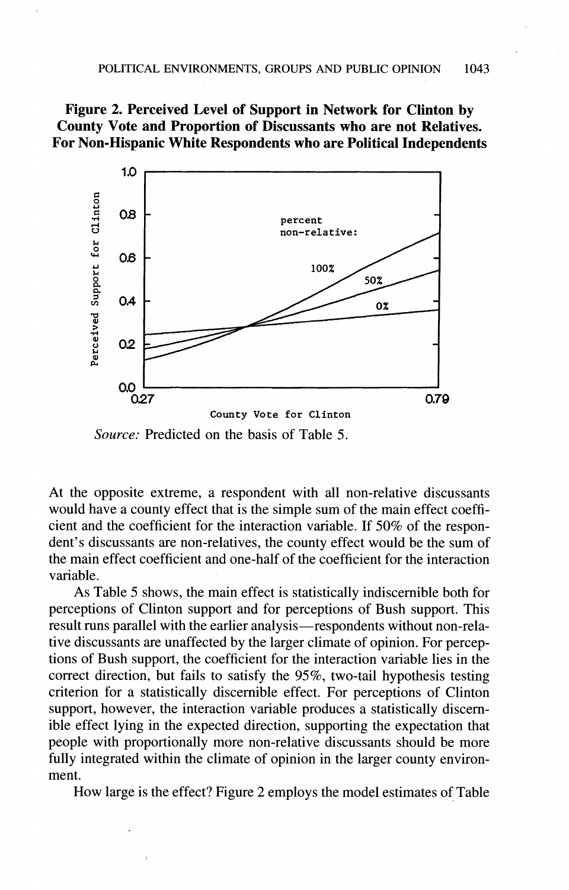**Figure 2. Perceived Level of Support in Network for Clinton by County Vote and Proportion of Discussants who are not Relatives. For Non-Hispanic White Respondents who are Political Independents**

*Source:* Predicted on the basis of Table 5.

At the opposite extreme, a respondent with all non-relative discussants would have a county effect that is the simple sum of the main effect coefficient and the coefficient for the interaction variable. If 50% of the respondent's discussants are non-relatives, the county effect would be the sum of the main effect coefficient and one-half of the coefficient for the interaction variable.

As Table 5 shows, the main effect is statistically indiscernible both for perceptions of Clinton support and for perceptions of Bush support. This result runs parallel with the earlier analysis—respondents without non-relative discussants are unaffected by the larger climate of opinion. For perceptions of Bush support, the coefficient for the interaction variable lies in the correct direction, but fails to satisfy the 95%, two-tail hypothesis testing criterion for a statistically discernible effect. For perceptions of Clinton support, however, the interaction variable produces a statistically discernible effect lying in the expected direction, supporting the expectation that people with proportionally more non-relative discussants should be more fully integrated within the climate of opinion in the larger county environment.

How large is the effect? Figure 2 employs the model estimates of Table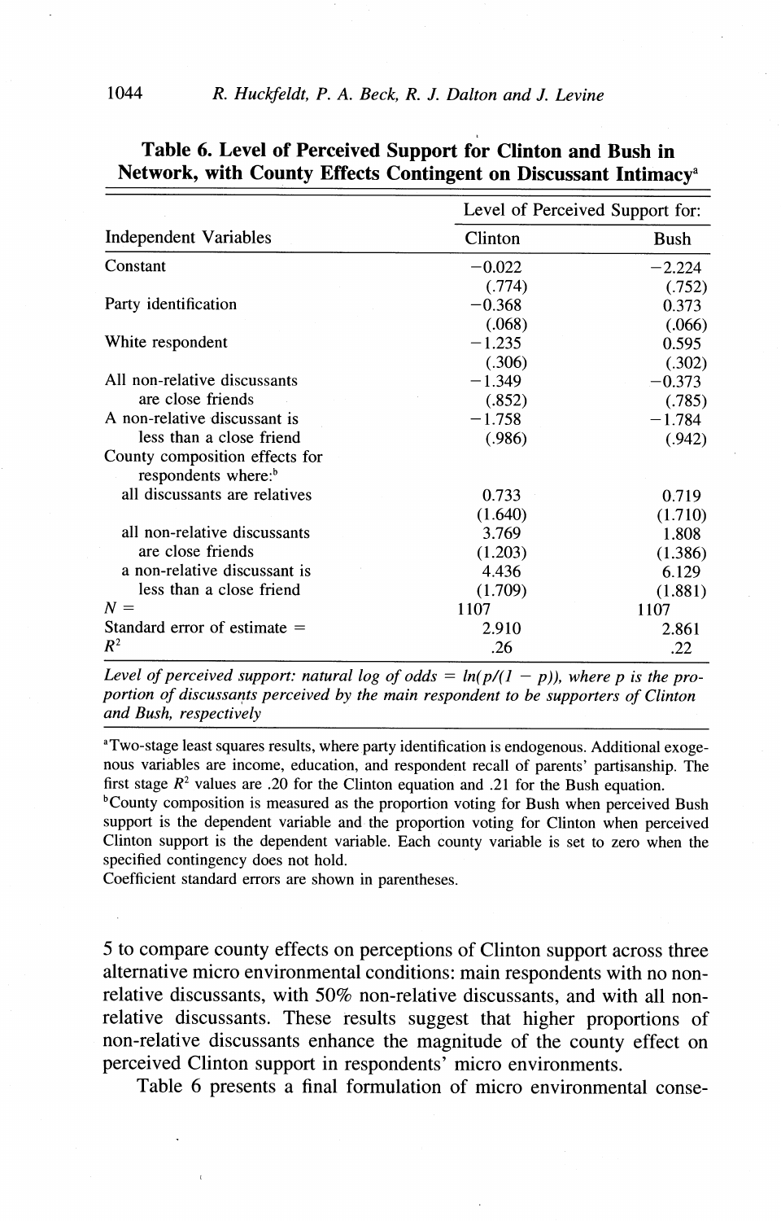**Table 6. Level of Perceived Support for Clinton and Bush in Network, with County Effects Contingent on Discussant Intimacy[a]**

| Independent Variables | Level of Perceived Support for: Clinton | Bush |
|---|---|---|
| Constant | −0.022 | −2.224 |
| | (.774) | (.752) |
| Party identification | −0.368 | 0.373 |
| | (.068) | (.066) |
| White respondent | −1.235 | 0.595 |
| | (.306) | (.302) |
| All non-relative discussants are close friends | −1.349 | −0.373 |
| | (.852) | (.785) |
| A non-relative discussant is less than a close friend | −1.758 | −1.784 |
| | (.986) | (.942) |
| County composition effects for respondents where:[b] | | |
| all discussants are relatives | 0.733 | 0.719 |
| | (1.640) | (1.710) |
| all non-relative discussants are close friends | 3.769 | 1.808 |
| | (1.203) | (1.386) |
| a non-relative discussant is less than a close friend | 4.436 | 6.129 |
| | (1.709) | (1.881) |
| $N =$ | 1107 | 1107 |
| Standard error of estimate = | 2.910 | 2.861 |
| $R^2$ | .26 | .22 |

*Level of perceived support: natural log of odds = $\ln(p/(1-p))$, where p is the proportion of discussants perceived by the main respondent to be supporters of Clinton and Bush, respectively*

[a]Two-stage least squares results, where party identification is endogenous. Additional exogenous variables are income, education, and respondent recall of parents' partisanship. The first stage $R^2$ values are .20 for the Clinton equation and .21 for the Bush equation.

[b]County composition is measured as the proportion voting for Bush when perceived Bush support is the dependent variable and the proportion voting for Clinton when perceived Clinton support is the dependent variable. Each county variable is set to zero when the specified contingency does not hold.

Coefficient standard errors are shown in parentheses.

5 to compare county effects on perceptions of Clinton support across three alternative micro environmental conditions: main respondents with no non-relative discussants, with 50% non-relative discussants, and with all non-relative discussants. These results suggest that higher proportions of non-relative discussants enhance the magnitude of the county effect on perceived Clinton support in respondents' micro environments.

Table 6 presents a final formulation of micro environmental conse-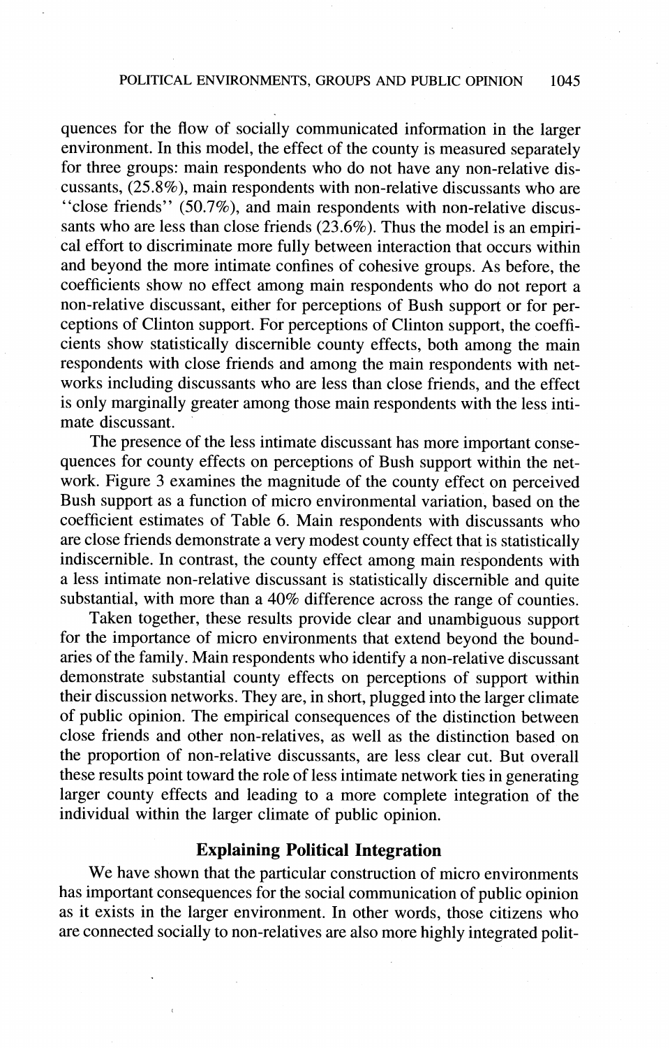quences for the flow of socially communicated information in the larger environment. In this model, the effect of the county is measured separately for three groups: main respondents who do not have any non-relative discussants, (25.8%), main respondents with non-relative discussants who are "close friends" (50.7%), and main respondents with non-relative discussants who are less than close friends (23.6%). Thus the model is an empirical effort to discriminate more fully between interaction that occurs within and beyond the more intimate confines of cohesive groups. As before, the coefficients show no effect among main respondents who do not report a non-relative discussant, either for perceptions of Bush support or for perceptions of Clinton support. For perceptions of Clinton support, the coefficients show statistically discernible county effects, both among the main respondents with close friends and among the main respondents with networks including discussants who are less than close friends, and the effect is only marginally greater among those main respondents with the less intimate discussant.

The presence of the less intimate discussant has more important consequences for county effects on perceptions of Bush support within the network. Figure 3 examines the magnitude of the county effect on perceived Bush support as a function of micro environmental variation, based on the coefficient estimates of Table 6. Main respondents with discussants who are close friends demonstrate a very modest county effect that is statistically indiscernible. In contrast, the county effect among main respondents with a less intimate non-relative discussant is statistically discernible and quite substantial, with more than a 40% difference across the range of counties.

Taken together, these results provide clear and unambiguous support for the importance of micro environments that extend beyond the boundaries of the family. Main respondents who identify a non-relative discussant demonstrate substantial county effects on perceptions of support within their discussion networks. They are, in short, plugged into the larger climate of public opinion. The empirical consequences of the distinction between close friends and other non-relatives, as well as the distinction based on the proportion of non-relative discussants, are less clear cut. But overall these results point toward the role of less intimate network ties in generating larger county effects and leading to a more complete integration of the individual within the larger climate of public opinion.

## Explaining Political Integration

We have shown that the particular construction of micro environments has important consequences for the social communication of public opinion as it exists in the larger environment. In other words, those citizens who are connected socially to non-relatives are also more highly integrated polit-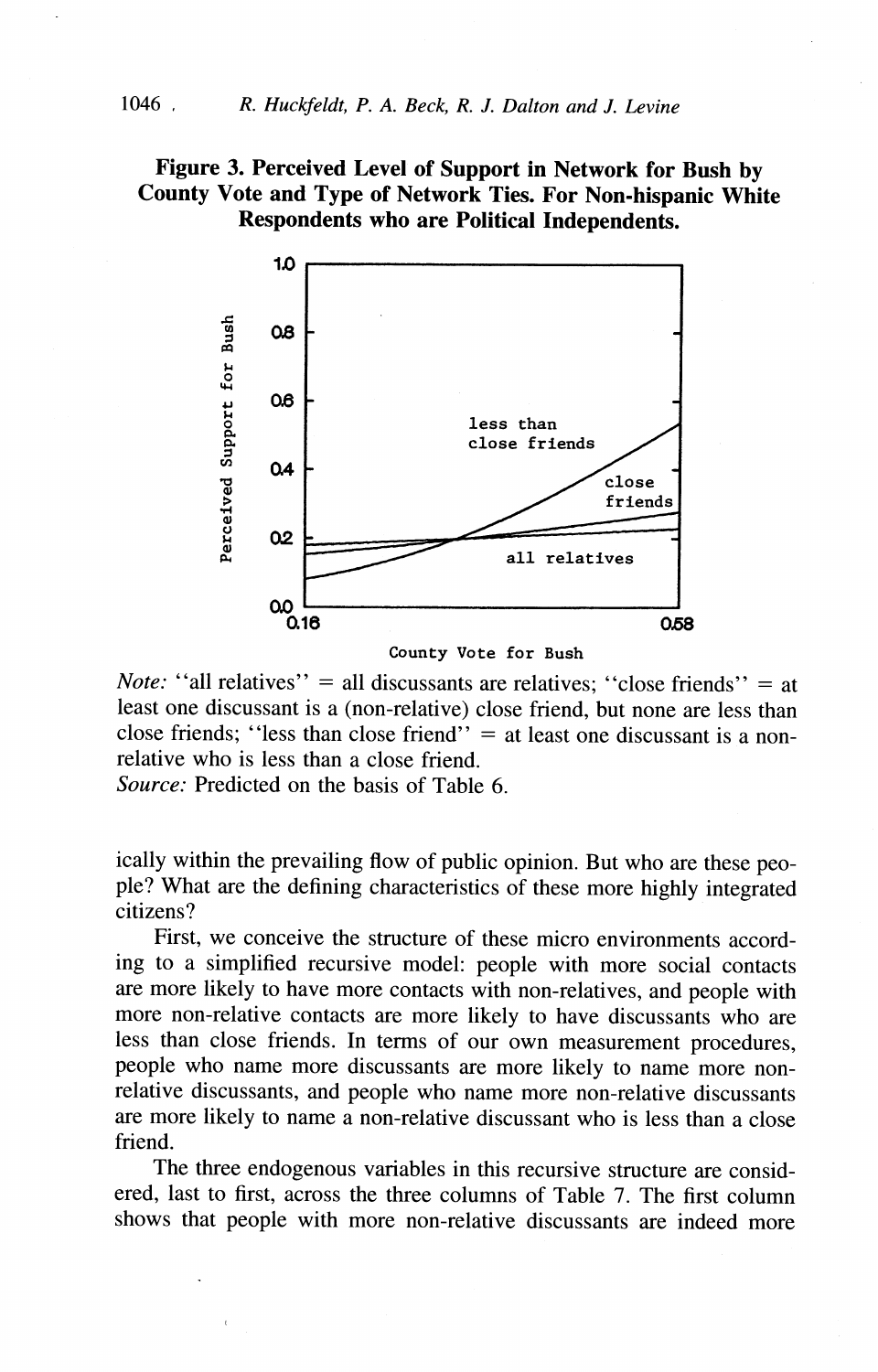**Figure 3. Perceived Level of Support in Network for Bush by County Vote and Type of Network Ties. For Non-hispanic White Respondents who are Political Independents.**

*Note:* "all relatives" = all discussants are relatives; "close friends" = at least one discussant is a (non-relative) close friend, but none are less than close friends; "less than close friend" = at least one discussant is a non-relative who is less than a close friend.
*Source:* Predicted on the basis of Table 6.

ically within the prevailing flow of public opinion. But who are these people? What are the defining characteristics of these more highly integrated citizens?

First, we conceive the structure of these micro environments according to a simplified recursive model: people with more social contacts are more likely to have more contacts with non-relatives, and people with more non-relative contacts are more likely to have discussants who are less than close friends. In terms of our own measurement procedures, people who name more discussants are more likely to name more non-relative discussants, and people who name more non-relative discussants are more likely to name a non-relative discussant who is less than a close friend.

The three endogenous variables in this recursive structure are considered, last to first, across the three columns of Table 7. The first column shows that people with more non-relative discussants are indeed more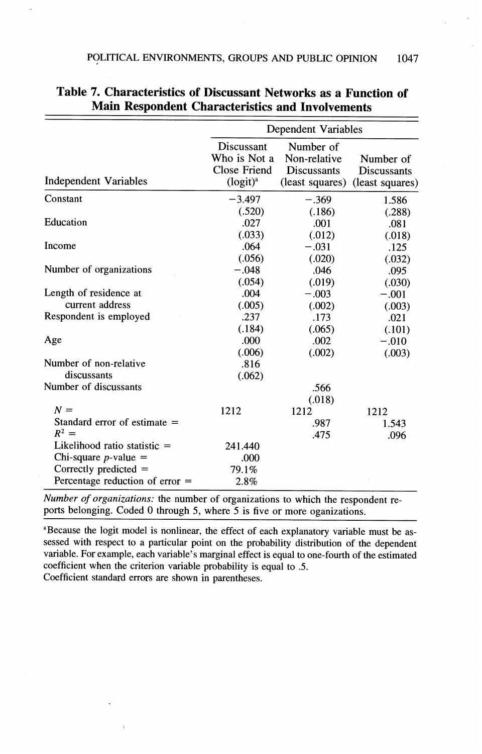**Table 7. Characteristics of Discussant Networks as a Function of Main Respondent Characteristics and Involvements**

| | Dependent Variables | | |
|---|---|---|---|
| Independent Variables | Discussant Who is Not a Close Friend (logit)[a] | Number of Non-relative Discussants (least squares) | Number of Discussants (least squares) |
| Constant | −3.497 | −.369 | 1.586 |
| | (.520) | (.186) | (.288) |
| Education | .027 | .001 | .081 |
| | (.033) | (.012) | (.018) |
| Income | .064 | −.031 | .125 |
| | (.056) | (.020) | (.032) |
| Number of organizations | −.048 | .046 | .095 |
| | (.054) | (.019) | (.030) |
| Length of residence at current address | .004 | −.003 | −.001 |
| | (.005) | (.002) | (.003) |
| Respondent is employed | .237 | .173 | .021 |
| | (.184) | (.065) | (.101) |
| Age | .000 | .002 | −.010 |
| | (.006) | (.002) | (.003) |
| Number of non-relative discussants | .816 | | |
| | (.062) | | |
| Number of discussants | | .566 | |
| | | (.018) | |
| $N$ = | 1212 | 1212 | 1212 |
| Standard error of estimate = | | .987 | 1.543 |
| $R^2$ = | | .475 | .096 |
| Likelihood ratio statistic = | 241.440 | | |
| Chi-square $p$-value = | .000 | | |
| Correctly predicted = | 79.1% | | |
| Percentage reduction of error = | 2.8% | | |

*Number of organizations:* the number of organizations to which the respondent reports belonging. Coded 0 through 5, where 5 is five or more organizations.

[a]Because the logit model is nonlinear, the effect of each explanatory variable must be assessed with respect to a particular point on the probability distribution of the dependent variable. For example, each variable's marginal effect is equal to one-fourth of the estimated coefficient when the criterion variable probability is equal to .5.

Coefficient standard errors are shown in parentheses.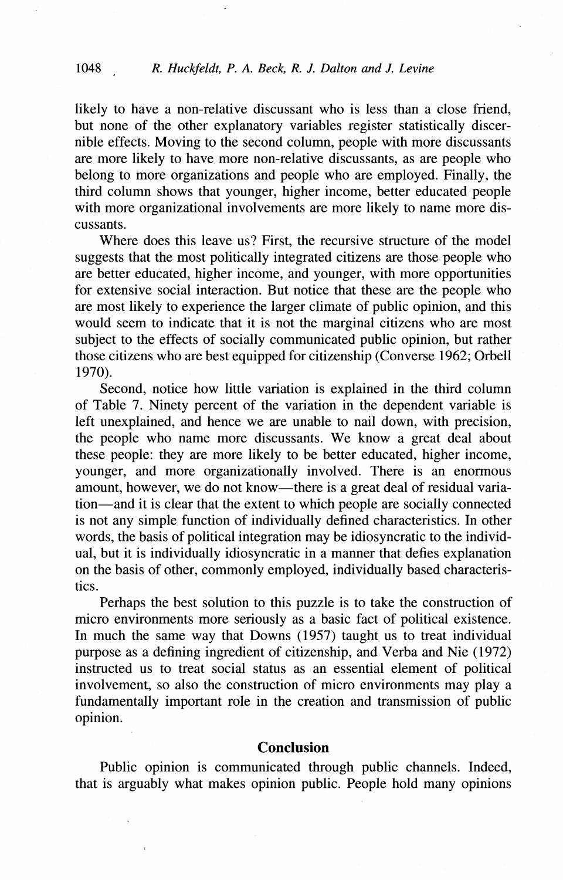likely to have a non-relative discussant who is less than a close friend, but none of the other explanatory variables register statistically discernible effects. Moving to the second column, people with more discussants are more likely to have more non-relative discussants, as are people who belong to more organizations and people who are employed. Finally, the third column shows that younger, higher income, better educated people with more organizational involvements are more likely to name more discussants.

Where does this leave us? First, the recursive structure of the model suggests that the most politically integrated citizens are those people who are better educated, higher income, and younger, with more opportunities for extensive social interaction. But notice that these are the people who are most likely to experience the larger climate of public opinion, and this would seem to indicate that it is not the marginal citizens who are most subject to the effects of socially communicated public opinion, but rather those citizens who are best equipped for citizenship (Converse 1962; Orbell 1970).

Second, notice how little variation is explained in the third column of Table 7. Ninety percent of the variation in the dependent variable is left unexplained, and hence we are unable to nail down, with precision, the people who name more discussants. We know a great deal about these people: they are more likely to be better educated, higher income, younger, and more organizationally involved. There is an enormous amount, however, we do not know—there is a great deal of residual variation—and it is clear that the extent to which people are socially connected is not any simple function of individually defined characteristics. In other words, the basis of political integration may be idiosyncratic to the individual, but it is individually idiosyncratic in a manner that defies explanation on the basis of other, commonly employed, individually based characteristics.

Perhaps the best solution to this puzzle is to take the construction of micro environments more seriously as a basic fact of political existence. In much the same way that Downs (1957) taught us to treat individual purpose as a defining ingredient of citizenship, and Verba and Nie (1972) instructed us to treat social status as an essential element of political involvement, so also the construction of micro environments may play a fundamentally important role in the creation and transmission of public opinion.

## Conclusion

Public opinion is communicated through public channels. Indeed, that is arguably what makes opinion public. People hold many opinions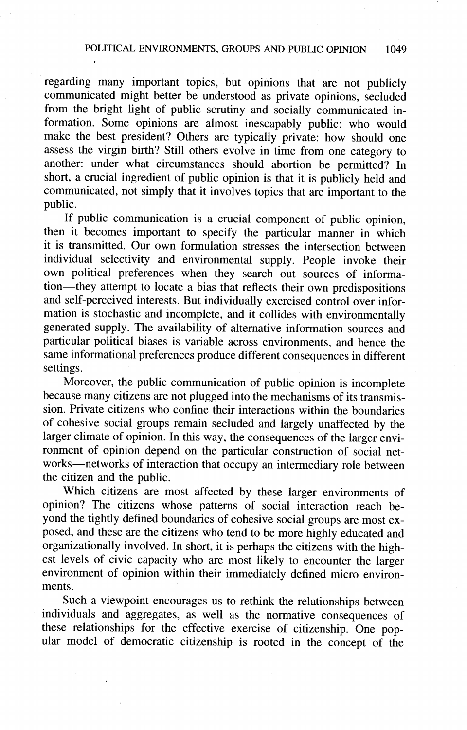regarding many important topics, but opinions that are not publicly communicated might better be understood as private opinions, secluded from the bright light of public scrutiny and socially communicated information. Some opinions are almost inescapably public: who would make the best president? Others are typically private: how should one assess the virgin birth? Still others evolve in time from one category to another: under what circumstances should abortion be permitted? In short, a crucial ingredient of public opinion is that it is publicly held and communicated, not simply that it involves topics that are important to the public.

If public communication is a crucial component of public opinion, then it becomes important to specify the particular manner in which it is transmitted. Our own formulation stresses the intersection between individual selectivity and environmental supply. People invoke their own political preferences when they search out sources of information—they attempt to locate a bias that reflects their own predispositions and self-perceived interests. But individually exercised control over information is stochastic and incomplete, and it collides with environmentally generated supply. The availability of alternative information sources and particular political biases is variable across environments, and hence the same informational preferences produce different consequences in different settings.

Moreover, the public communication of public opinion is incomplete because many citizens are not plugged into the mechanisms of its transmission. Private citizens who confine their interactions within the boundaries of cohesive social groups remain secluded and largely unaffected by the larger climate of opinion. In this way, the consequences of the larger environment of opinion depend on the particular construction of social networks—networks of interaction that occupy an intermediary role between the citizen and the public.

Which citizens are most affected by these larger environments of opinion? The citizens whose patterns of social interaction reach beyond the tightly defined boundaries of cohesive social groups are most exposed, and these are the citizens who tend to be more highly educated and organizationally involved. In short, it is perhaps the citizens with the highest levels of civic capacity who are most likely to encounter the larger environment of opinion within their immediately defined micro environments.

Such a viewpoint encourages us to rethink the relationships between individuals and aggregates, as well as the normative consequences of these relationships for the effective exercise of citizenship. One popular model of democratic citizenship is rooted in the concept of the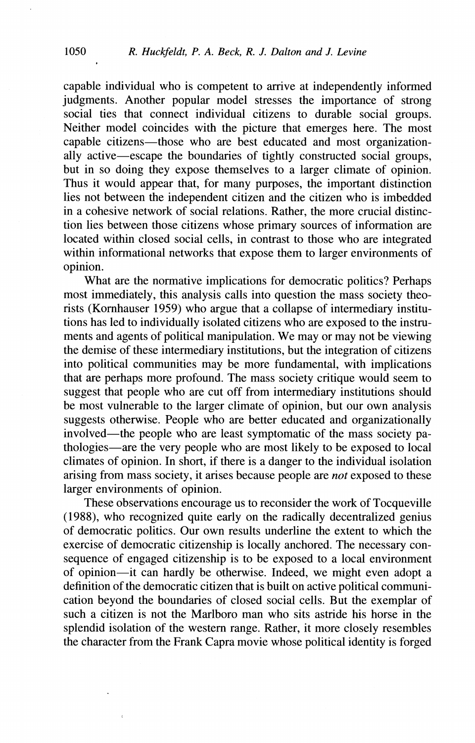capable individual who is competent to arrive at independently informed judgments. Another popular model stresses the importance of strong social ties that connect individual citizens to durable social groups. Neither model coincides with the picture that emerges here. The most capable citizens—those who are best educated and most organizationally active—escape the boundaries of tightly constructed social groups, but in so doing they expose themselves to a larger climate of opinion. Thus it would appear that, for many purposes, the important distinction lies not between the independent citizen and the citizen who is imbedded in a cohesive network of social relations. Rather, the more crucial distinction lies between those citizens whose primary sources of information are located within closed social cells, in contrast to those who are integrated within informational networks that expose them to larger environments of opinion.

What are the normative implications for democratic politics? Perhaps most immediately, this analysis calls into question the mass society theorists (Kornhauser 1959) who argue that a collapse of intermediary institutions has led to individually isolated citizens who are exposed to the instruments and agents of political manipulation. We may or may not be viewing the demise of these intermediary institutions, but the integration of citizens into political communities may be more fundamental, with implications that are perhaps more profound. The mass society critique would seem to suggest that people who are cut off from intermediary institutions should be most vulnerable to the larger climate of opinion, but our own analysis suggests otherwise. People who are better educated and organizationally involved—the people who are least symptomatic of the mass society pathologies—are the very people who are most likely to be exposed to local climates of opinion. In short, if there is a danger to the individual isolation arising from mass society, it arises because people are *not* exposed to these larger environments of opinion.

These observations encourage us to reconsider the work of Tocqueville (1988), who recognized quite early on the radically decentralized genius of democratic politics. Our own results underline the extent to which the exercise of democratic citizenship is locally anchored. The necessary consequence of engaged citizenship is to be exposed to a local environment of opinion—it can hardly be otherwise. Indeed, we might even adopt a definition of the democratic citizen that is built on active political communication beyond the boundaries of closed social cells. But the exemplar of such a citizen is not the Marlboro man who sits astride his horse in the splendid isolation of the western range. Rather, it more closely resembles the character from the Frank Capra movie whose political identity is forged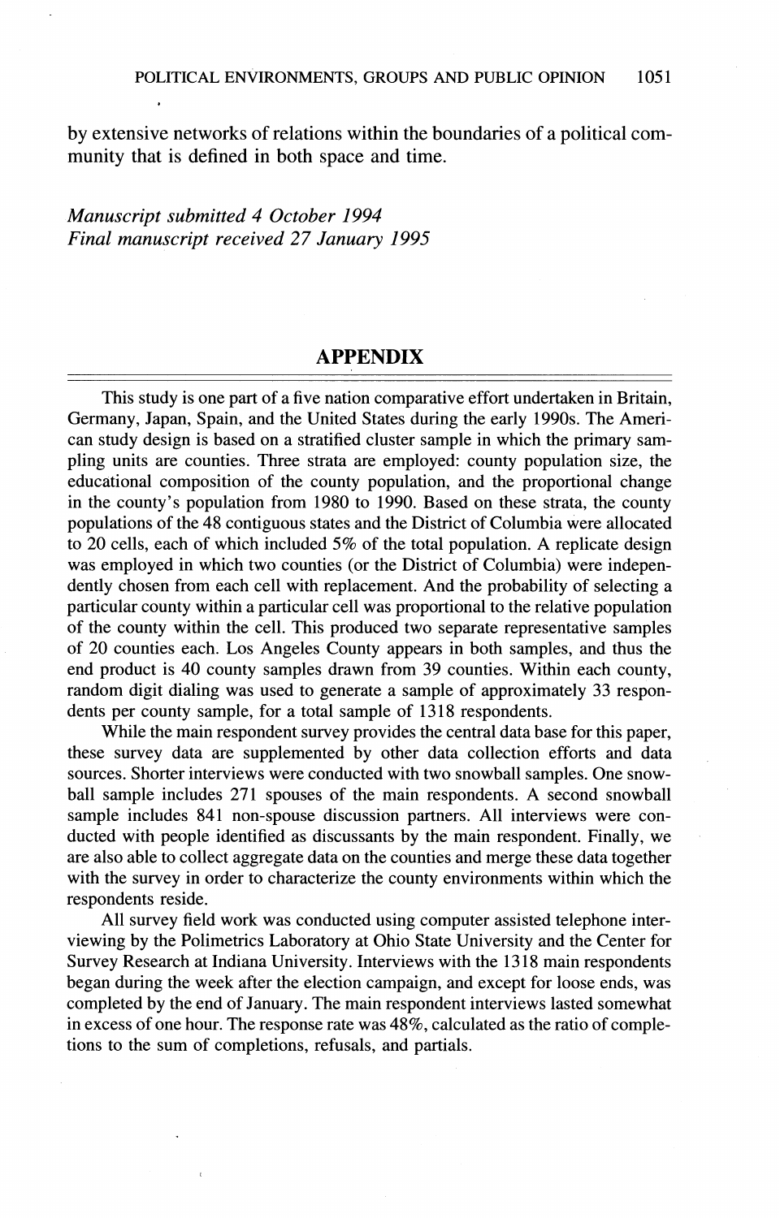by extensive networks of relations within the boundaries of a political community that is defined in both space and time.

*Manuscript submitted 4 October 1994*
*Final manuscript received 27 January 1995*

## APPENDIX

This study is one part of a five nation comparative effort undertaken in Britain, Germany, Japan, Spain, and the United States during the early 1990s. The American study design is based on a stratified cluster sample in which the primary sampling units are counties. Three strata are employed: county population size, the educational composition of the county population, and the proportional change in the county's population from 1980 to 1990. Based on these strata, the county populations of the 48 contiguous states and the District of Columbia were allocated to 20 cells, each of which included 5% of the total population. A replicate design was employed in which two counties (or the District of Columbia) were independently chosen from each cell with replacement. And the probability of selecting a particular county within a particular cell was proportional to the relative population of the county within the cell. This produced two separate representative samples of 20 counties each. Los Angeles County appears in both samples, and thus the end product is 40 county samples drawn from 39 counties. Within each county, random digit dialing was used to generate a sample of approximately 33 respondents per county sample, for a total sample of 1318 respondents.

While the main respondent survey provides the central data base for this paper, these survey data are supplemented by other data collection efforts and data sources. Shorter interviews were conducted with two snowball samples. One snowball sample includes 271 spouses of the main respondents. A second snowball sample includes 841 non-spouse discussion partners. All interviews were conducted with people identified as discussants by the main respondent. Finally, we are also able to collect aggregate data on the counties and merge these data together with the survey in order to characterize the county environments within which the respondents reside.

All survey field work was conducted using computer assisted telephone interviewing by the Polimetrics Laboratory at Ohio State University and the Center for Survey Research at Indiana University. Interviews with the 1318 main respondents began during the week after the election campaign, and except for loose ends, was completed by the end of January. The main respondent interviews lasted somewhat in excess of one hour. The response rate was 48%, calculated as the ratio of completions to the sum of completions, refusals, and partials.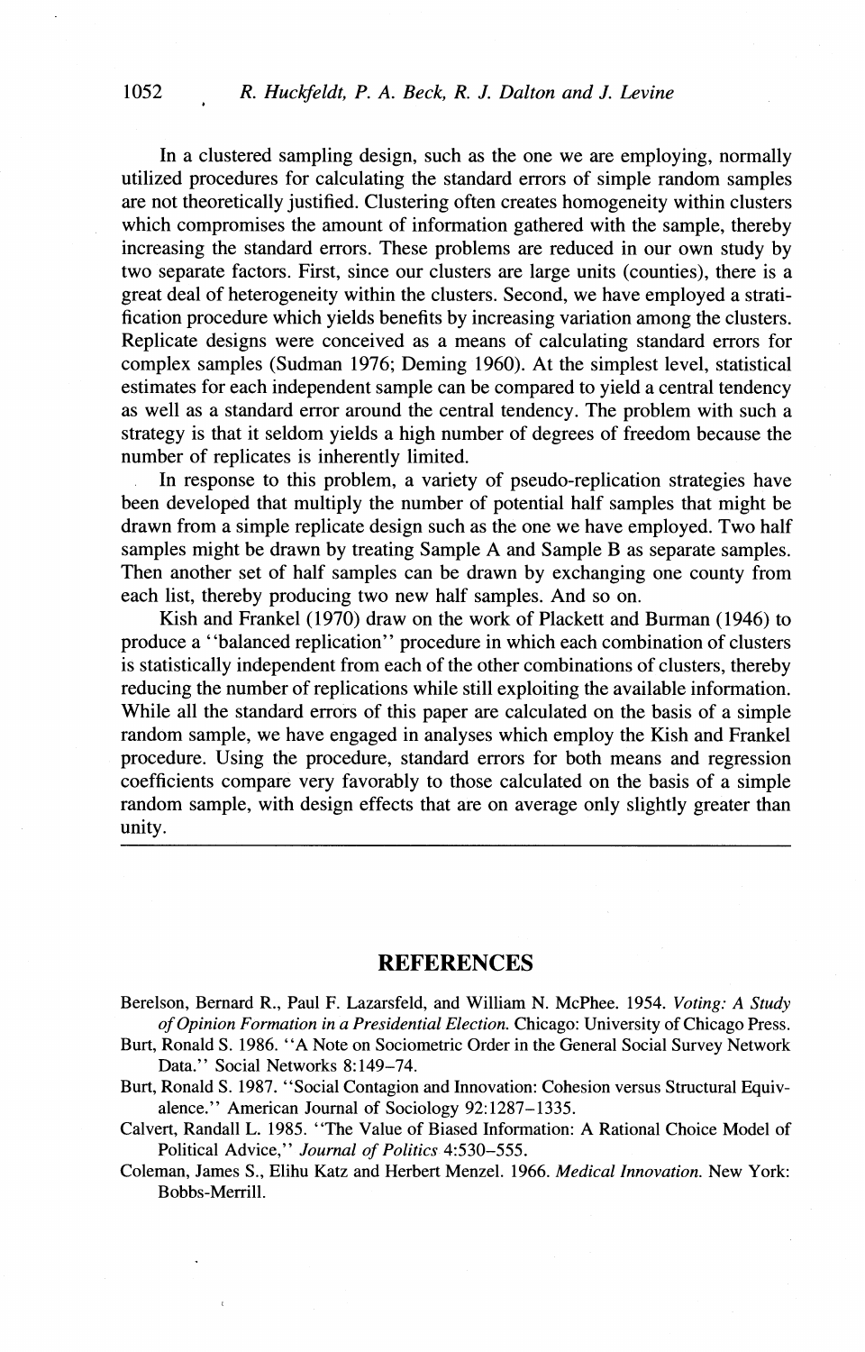In a clustered sampling design, such as the one we are employing, normally utilized procedures for calculating the standard errors of simple random samples are not theoretically justified. Clustering often creates homogeneity within clusters which compromises the amount of information gathered with the sample, thereby increasing the standard errors. These problems are reduced in our own study by two separate factors. First, since our clusters are large units (counties), there is a great deal of heterogeneity within the clusters. Second, we have employed a stratification procedure which yields benefits by increasing variation among the clusters. Replicate designs were conceived as a means of calculating standard errors for complex samples (Sudman 1976; Deming 1960). At the simplest level, statistical estimates for each independent sample can be compared to yield a central tendency as well as a standard error around the central tendency. The problem with such a strategy is that it seldom yields a high number of degrees of freedom because the number of replicates is inherently limited.

In response to this problem, a variety of pseudo-replication strategies have been developed that multiply the number of potential half samples that might be drawn from a simple replicate design such as the one we have employed. Two half samples might be drawn by treating Sample A and Sample B as separate samples. Then another set of half samples can be drawn by exchanging one county from each list, thereby producing two new half samples. And so on.

Kish and Frankel (1970) draw on the work of Plackett and Burman (1946) to produce a "balanced replication" procedure in which each combination of clusters is statistically independent from each of the other combinations of clusters, thereby reducing the number of replications while still exploiting the available information. While all the standard errors of this paper are calculated on the basis of a simple random sample, we have engaged in analyses which employ the Kish and Frankel procedure. Using the procedure, standard errors for both means and regression coefficients compare very favorably to those calculated on the basis of a simple random sample, with design effects that are on average only slightly greater than unity.

## REFERENCES

Berelson, Bernard R., Paul F. Lazarsfeld, and William N. McPhee. 1954. *Voting: A Study of Opinion Formation in a Presidential Election.* Chicago: University of Chicago Press.

Burt, Ronald S. 1986. "A Note on Sociometric Order in the General Social Survey Network Data." Social Networks 8:149–74.

Burt, Ronald S. 1987. "Social Contagion and Innovation: Cohesion versus Structural Equivalence." American Journal of Sociology 92:1287–1335.

Calvert, Randall L. 1985. "The Value of Biased Information: A Rational Choice Model of Political Advice," *Journal of Politics* 4:530–555.

Coleman, James S., Elihu Katz and Herbert Menzel. 1966. *Medical Innovation.* New York: Bobbs-Merrill.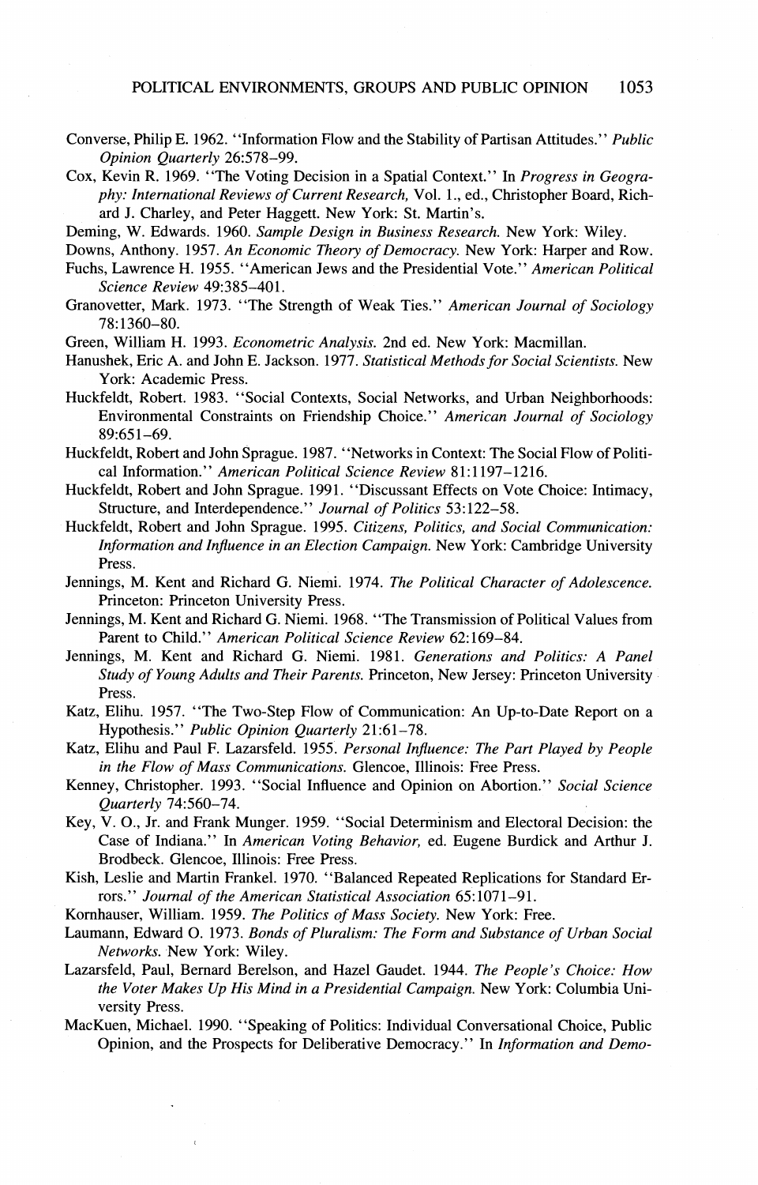Converse, Philip E. 1962. "Information Flow and the Stability of Partisan Attitudes." *Public Opinion Quarterly* 26:578–99.

Cox, Kevin R. 1969. "The Voting Decision in a Spatial Context." In *Progress in Geography: International Reviews of Current Research,* Vol. 1., ed., Christopher Board, Richard J. Charley, and Peter Haggett. New York: St. Martin's.

Deming, W. Edwards. 1960. *Sample Design in Business Research.* New York: Wiley.

Downs, Anthony. 1957. *An Economic Theory of Democracy.* New York: Harper and Row.

Fuchs, Lawrence H. 1955. "American Jews and the Presidential Vote." *American Political Science Review* 49:385–401.

Granovetter, Mark. 1973. "The Strength of Weak Ties." *American Journal of Sociology* 78:1360–80.

Green, William H. 1993. *Econometric Analysis.* 2nd ed. New York: Macmillan.

Hanushek, Eric A. and John E. Jackson. 1977. *Statistical Methods for Social Scientists.* New York: Academic Press.

Huckfeldt, Robert. 1983. "Social Contexts, Social Networks, and Urban Neighborhoods: Environmental Constraints on Friendship Choice." *American Journal of Sociology* 89:651–69.

Huckfeldt, Robert and John Sprague. 1987. "Networks in Context: The Social Flow of Political Information." *American Political Science Review* 81:1197–1216.

Huckfeldt, Robert and John Sprague. 1991. "Discussant Effects on Vote Choice: Intimacy, Structure, and Interdependence." *Journal of Politics* 53:122–58.

Huckfeldt, Robert and John Sprague. 1995. *Citizens, Politics, and Social Communication: Information and Influence in an Election Campaign.* New York: Cambridge University Press.

Jennings, M. Kent and Richard G. Niemi. 1974. *The Political Character of Adolescence.* Princeton: Princeton University Press.

Jennings, M. Kent and Richard G. Niemi. 1968. "The Transmission of Political Values from Parent to Child." *American Political Science Review* 62:169–84.

Jennings, M. Kent and Richard G. Niemi. 1981. *Generations and Politics: A Panel Study of Young Adults and Their Parents.* Princeton, New Jersey: Princeton University Press.

Katz, Elihu. 1957. "The Two-Step Flow of Communication: An Up-to-Date Report on a Hypothesis." *Public Opinion Quarterly* 21:61–78.

Katz, Elihu and Paul F. Lazarsfeld. 1955. *Personal Influence: The Part Played by People in the Flow of Mass Communications.* Glencoe, Illinois: Free Press.

Kenney, Christopher. 1993. "Social Influence and Opinion on Abortion." *Social Science Quarterly* 74:560–74.

Key, V. O., Jr. and Frank Munger. 1959. "Social Determinism and Electoral Decision: the Case of Indiana." In *American Voting Behavior,* ed. Eugene Burdick and Arthur J. Brodbeck. Glencoe, Illinois: Free Press.

Kish, Leslie and Martin Frankel. 1970. "Balanced Repeated Replications for Standard Errors." *Journal of the American Statistical Association* 65:1071–91.

Kornhauser, William. 1959. *The Politics of Mass Society.* New York: Free.

Laumann, Edward O. 1973. *Bonds of Pluralism: The Form and Substance of Urban Social Networks.* New York: Wiley.

Lazarsfeld, Paul, Bernard Berelson, and Hazel Gaudet. 1944. *The People's Choice: How the Voter Makes Up His Mind in a Presidential Campaign.* New York: Columbia University Press.

MacKuen, Michael. 1990. "Speaking of Politics: Individual Conversational Choice, Public Opinion, and the Prospects for Deliberative Democracy." In *Information and Demo-*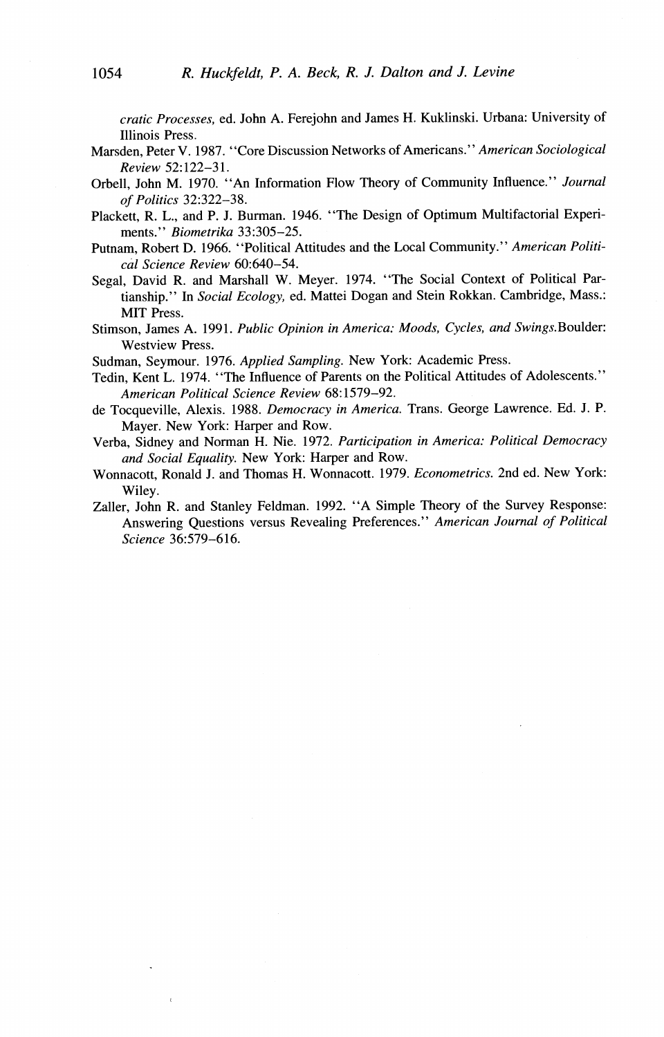*cratic Processes,* ed. John A. Ferejohn and James H. Kuklinski. Urbana: University of Illinois Press.

Marsden, Peter V. 1987. ''Core Discussion Networks of Americans.'' *American Sociological Review* 52:122–31.

Orbell, John M. 1970. ''An Information Flow Theory of Community Influence.'' *Journal of Politics* 32:322–38.

Plackett, R. L., and P. J. Burman. 1946. ''The Design of Optimum Multifactorial Experiments.'' *Biometrika* 33:305–25.

Putnam, Robert D. 1966. ''Political Attitudes and the Local Community.'' *American Political Science Review* 60:640–54.

Segal, David R. and Marshall W. Meyer. 1974. ''The Social Context of Political Partianship.'' In *Social Ecology,* ed. Mattei Dogan and Stein Rokkan. Cambridge, Mass.: MIT Press.

Stimson, James A. 1991. *Public Opinion in America: Moods, Cycles, and Swings.*Boulder: Westview Press.

Sudman, Seymour. 1976. *Applied Sampling.* New York: Academic Press.

Tedin, Kent L. 1974. ''The Influence of Parents on the Political Attitudes of Adolescents.'' *American Political Science Review* 68:1579–92.

de Tocqueville, Alexis. 1988. *Democracy in America.* Trans. George Lawrence. Ed. J. P. Mayer. New York: Harper and Row.

Verba, Sidney and Norman H. Nie. 1972. *Participation in America: Political Democracy and Social Equality.* New York: Harper and Row.

Wonnacott, Ronald J. and Thomas H. Wonnacott. 1979. *Econometrics.* 2nd ed. New York: Wiley.

Zaller, John R. and Stanley Feldman. 1992. ''A Simple Theory of the Survey Response: Answering Questions versus Revealing Preferences.'' *American Journal of Political Science* 36:579–616.